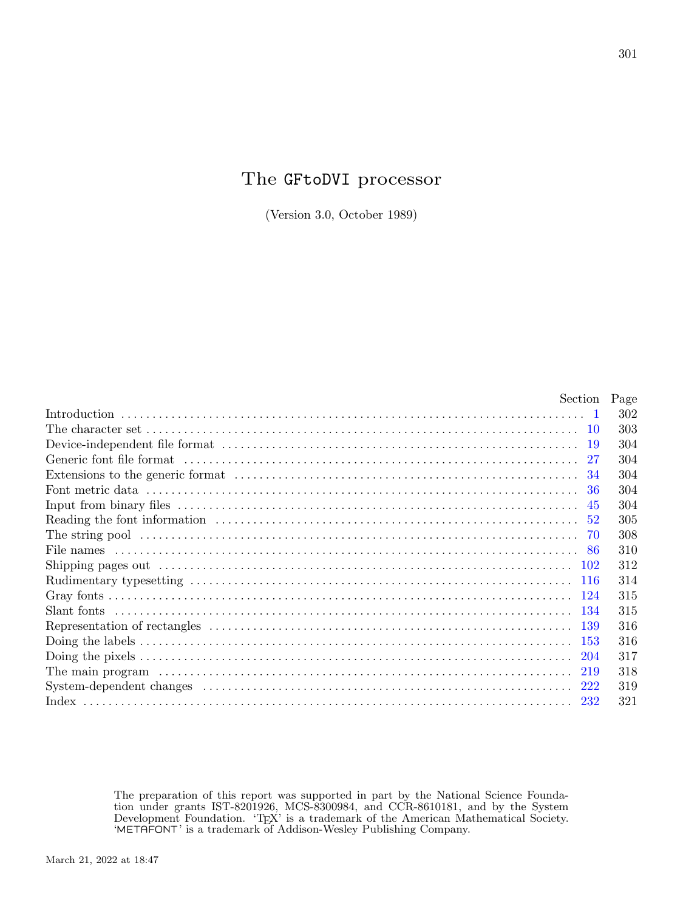# The GFtoDVI processor

(Version 3.0, October 1989)

| | Section | Page |
|---|---|---|
| Introduction | 1 | 302 |
| The character set | 10 | 303 |
| Device-independent file format | 19 | 304 |
| Generic font file format | 27 | 304 |
| Extensions to the generic format | 34 | 304 |
| Font metric data | 36 | 304 |
| Input from binary files | 45 | 304 |
| Reading the font information | 52 | 305 |
| The string pool | 70 | 308 |
| File names | 86 | 310 |
| Shipping pages out | 102 | 312 |
| Rudimentary typesetting | 116 | 314 |
| Gray fonts | 124 | 315 |
| Slant fonts | 134 | 315 |
| Representation of rectangles | 139 | 316 |
| Doing the labels | 153 | 316 |
| Doing the pixels | 204 | 317 |
| The main program | 219 | 318 |
| System-dependent changes | 222 | 319 |
| Index | 232 | 321 |

The preparation of this report was supported in part by the National Science Foundation under grants IST-8201926, MCS-8300984, and CCR-8610181, and by the System Development Foundation. 'TEX' is a trademark of the American Mathematical Society. 'METAFONT' is a trademark of Addison-Wesley Publishing Company.

March 21, 2022 at 18:47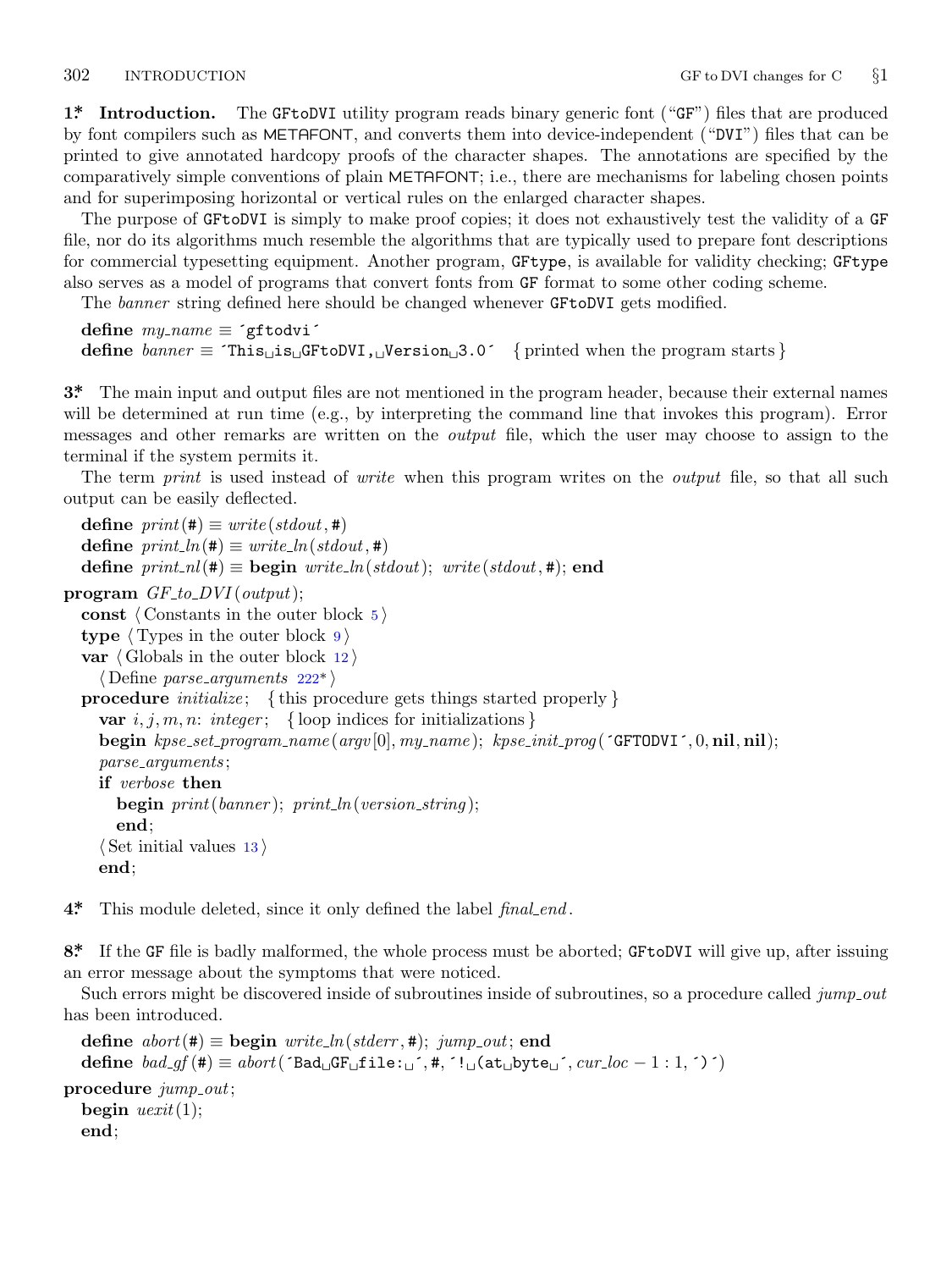**1\*. Introduction.** The GFtoDVI utility program reads binary generic font ("GF") files that are produced by font compilers such as METAFONT, and converts them into device-independent ("DVI") files that can be printed to give annotated hardcopy proofs of the character shapes. The annotations are specified by the comparatively simple conventions of plain METAFONT; i.e., there are mechanisms for labeling chosen points and for superimposing horizontal or vertical rules on the enlarged character shapes.

The purpose of GFtoDVI is simply to make proof copies; it does not exhaustively test the validity of a GF file, nor do its algorithms much resemble the algorithms that are typically used to prepare font descriptions for commercial typesetting equipment. Another program, GFtype, is available for validity checking; GFtype also serves as a model of programs that convert fonts from GF format to some other coding scheme.

The *banner* string defined here should be changed whenever GFtoDVI gets modified.

```
define my_name ≡ ´gftodvi´
define banner ≡ ´This␣is␣GFtoDVI,␣Version␣3.0´   { printed when the program starts }
```

**3\*.** The main input and output files are not mentioned in the program header, because their external names will be determined at run time (e.g., by interpreting the command line that invokes this program). Error messages and other remarks are written on the *output* file, which the user may choose to assign to the terminal if the system permits it.

The term *print* is used instead of *write* when this program writes on the *output* file, so that all such output can be easily deflected.

```
define print(#) ≡ write(stdout, #)
define print_ln(#) ≡ write_ln(stdout, #)
define print_nl(#) ≡ begin write_ln(stdout); write(stdout, #); end

program GF_to_DVI(output);
  const ⟨ Constants in the outer block 5 ⟩
  type ⟨ Types in the outer block 9 ⟩
  var ⟨ Globals in the outer block 12 ⟩
    ⟨ Define parse_arguments 222* ⟩
  procedure initialize;   { this procedure gets things started properly }
    var i, j, m, n: integer;   { loop indices for initializations }
    begin kpse_set_program_name(argv[0], my_name); kpse_init_prog(´GFTODVI´, 0, nil, nil);
    parse_arguments;
    if verbose then
      begin print(banner); print_ln(version_string);
      end;
    ⟨ Set initial values 13 ⟩
    end;
```

**4\*.** This module deleted, since it only defined the label *final_end*.

**8\*.** If the GF file is badly malformed, the whole process must be aborted; GFtoDVI will give up, after issuing an error message about the symptoms that were noticed.

Such errors might be discovered inside of subroutines inside of subroutines, so a procedure called *jump_out* has been introduced.

```
define abort(#) ≡ begin write_ln(stderr, #); jump_out; end
define bad_gf(#) ≡ abort(´Bad␣GF␣file:␣´, #, ´!␣(at␣byte␣´, cur_loc − 1 : 1, ´)´)

procedure jump_out;
  begin uexit(1);
  end;
```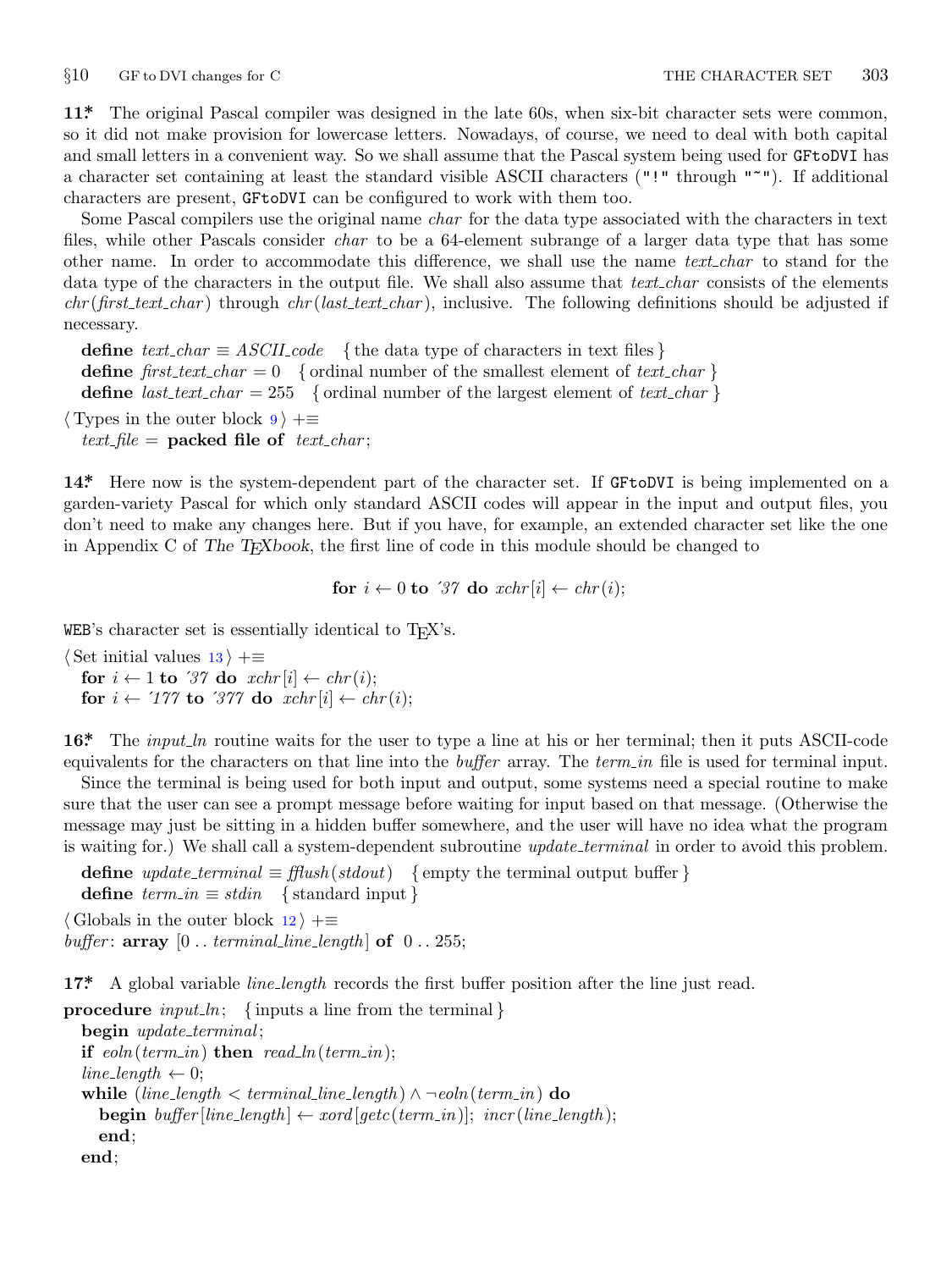**11\*** The original Pascal compiler was designed in the late 60s, when six-bit character sets were common, so it did not make provision for lowercase letters. Nowadays, of course, we need to deal with both capital and small letters in a convenient way. So we shall assume that the Pascal system being used for `GFtoDVI` has a character set containing at least the standard visible ASCII characters (`"!"` through `"~"`). If additional characters are present, `GFtoDVI` can be configured to work with them too.

Some Pascal compilers use the original name *char* for the data type associated with the characters in text files, while other Pascals consider *char* to be a 64-element subrange of a larger data type that has some other name. In order to accommodate this difference, we shall use the name *text_char* to stand for the data type of the characters in the output file. We shall also assume that *text_char* consists of the elements *chr*(*first_text_char*) through *chr*(*last_text_char*), inclusive. The following definitions should be adjusted if necessary.

```
define text_char ≡ ASCII_code   { the data type of characters in text files }
define first_text_char = 0   { ordinal number of the smallest element of text_char }
define last_text_char = 255   { ordinal number of the largest element of text_char }

⟨ Types in the outer block 9 ⟩ +≡
  text_file = packed file of text_char;
```

**14\*** Here now is the system-dependent part of the character set. If `GFtoDVI` is being implemented on a garden-variety Pascal for which only standard ASCII codes will appear in the input and output files, you don't need to make any changes here. But if you have, for example, an extended character set like the one in Appendix C of *The TEXbook*, the first line of code in this module should be changed to

$$\textbf{for } i \leftarrow 0 \textbf{ to } '37 \textbf{ do } xchr[i] \leftarrow chr(i);$$

`WEB`'s character set is essentially identical to TEX's.

```
⟨ Set initial values 13 ⟩ +≡
  for i ← 1 to '37 do xchr[i] ← chr(i);
  for i ← '177 to '377 do xchr[i] ← chr(i);
```

**16\*** The *input_ln* routine waits for the user to type a line at his or her terminal; then it puts ASCII-code equivalents for the characters on that line into the *buffer* array. The *term_in* file is used for terminal input.

Since the terminal is being used for both input and output, some systems need a special routine to make sure that the user can see a prompt message before waiting for input based on that message. (Otherwise the message may just be sitting in a hidden buffer somewhere, and the user will have no idea what the program is waiting for.) We shall call a system-dependent subroutine *update_terminal* in order to avoid this problem.

```
define update_terminal ≡ fflush(stdout)   { empty the terminal output buffer }
define term_in ≡ stdin   { standard input }

⟨ Globals in the outer block 12 ⟩ +≡
buffer: array [0 .. terminal_line_length] of 0 .. 255;
```

**17\*** A global variable *line_length* records the first buffer position after the line just read.

```
procedure input_ln;   { inputs a line from the terminal }
  begin update_terminal;
  if eoln(term_in) then read_ln(term_in);
  line_length ← 0;
  while (line_length < terminal_line_length) ∧ ¬eoln(term_in) do
    begin buffer[line_length] ← xord[getc(term_in)]; incr(line_length);
    end;
  end;
```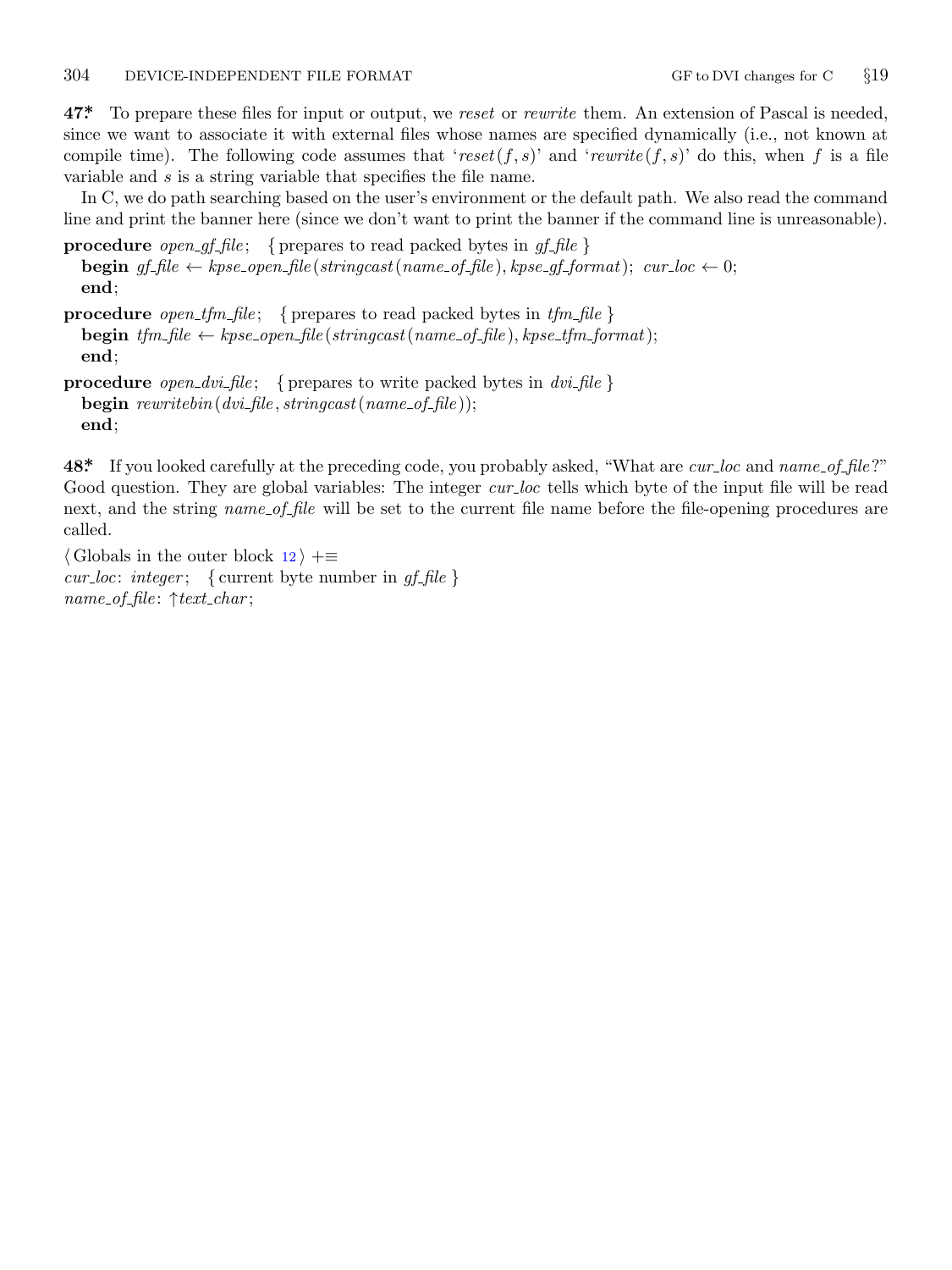**47\*** To prepare these files for input or output, we *reset* or *rewrite* them. An extension of Pascal is needed, since we want to associate it with external files whose names are specified dynamically (i.e., not known at compile time). The following code assumes that '*reset*($f, s$)' and '*rewrite*($f, s$)' do this, when $f$ is a file variable and $s$ is a string variable that specifies the file name.

In C, we do path searching based on the user's environment or the default path. We also read the command line and print the banner here (since we don't want to print the banner if the command line is unreasonable).

**procedure** *open_gf_file*; { prepares to read packed bytes in *gf_file* }
  **begin** *gf_file* ← *kpse_open_file*(*stringcast*(*name_of_file*), *kpse_gf_format*); *cur_loc* ← 0;
  **end**;

**procedure** *open_tfm_file*; { prepares to read packed bytes in *tfm_file* }
  **begin** *tfm_file* ← *kpse_open_file*(*stringcast*(*name_of_file*), *kpse_tfm_format*);
  **end**;

**procedure** *open_dvi_file*; { prepares to write packed bytes in *dvi_file* }
  **begin** *rewritebin*(*dvi_file*, *stringcast*(*name_of_file*));
  **end**;

**48\*** If you looked carefully at the preceding code, you probably asked, "What are *cur_loc* and *name_of_file*?" Good question. They are global variables: The integer *cur_loc* tells which byte of the input file will be read next, and the string *name_of_file* will be set to the current file name before the file-opening procedures are called.

⟨ Globals in the outer block 12 ⟩ +≡
*cur_loc*: *integer*; { current byte number in *gf_file* }
*name_of_file*: ↑*text_char*;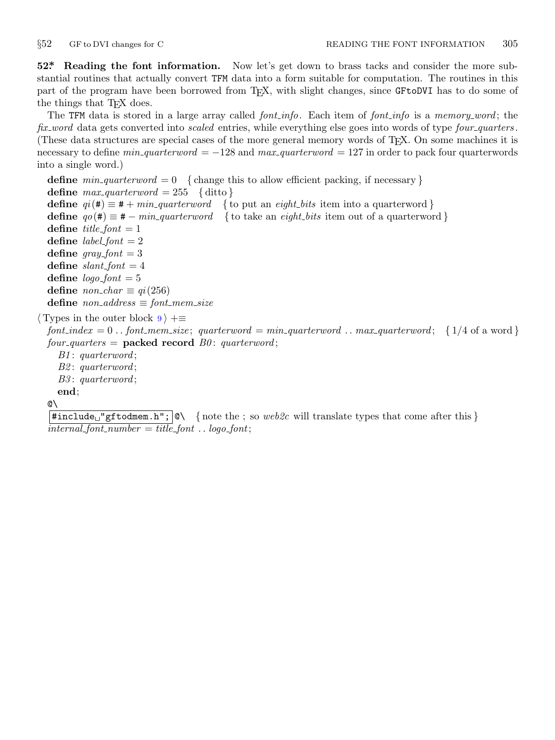**52\*. Reading the font information.** Now let's get down to brass tacks and consider the more substantial routines that actually convert TFM data into a form suitable for computation. The routines in this part of the program have been borrowed from TEX, with slight changes, since GFtoDVI has to do some of the things that TEX does.

The TFM data is stored in a large array called *font_info*. Each item of *font_info* is a *memory_word*; the *fix_word* data gets converted into *scaled* entries, while everything else goes into words of type *four_quarters*. (These data structures are special cases of the more general memory words of TEX. On some machines it is necessary to define $min\_quarterword = -128$ and $max\_quarterword = 127$ in order to pack four quarterwords into a single word.)

**define** $min\_quarterword = 0$ { change this to allow efficient packing, if necessary }
**define** $max\_quarterword = 255$ { ditto }
**define** $qi(\#) \equiv \# + min\_quarterword$ { to put an *eight_bits* item into a quarterword }
**define** $qo(\#) \equiv \# - min\_quarterword$ { to take an *eight_bits* item out of a quarterword }
**define** $title\_font = 1$
**define** $label\_font = 2$
**define** $gray\_font = 3$
**define** $slant\_font = 4$
**define** $logo\_font = 5$
**define** $non\_char \equiv qi(256)$
**define** $non\_address \equiv font\_mem\_size$

⟨ Types in the outer block 9 ⟩ +≡
*font_index* = 0 .. *font_mem_size*; *quarterword* = *min_quarterword* .. *max_quarterword*; { 1/4 of a word }
*four_quarters* = **packed record** *B0*: *quarterword*;
*B1*: *quarterword*;
*B2*: *quarterword*;
*B3*: *quarterword*;
**end**;
@\
`#include "gftodmem.h";` @\ { note the ; so *web2c* will translate types that come after this }
*internal_font_number* = *title_font* .. *logo_font*;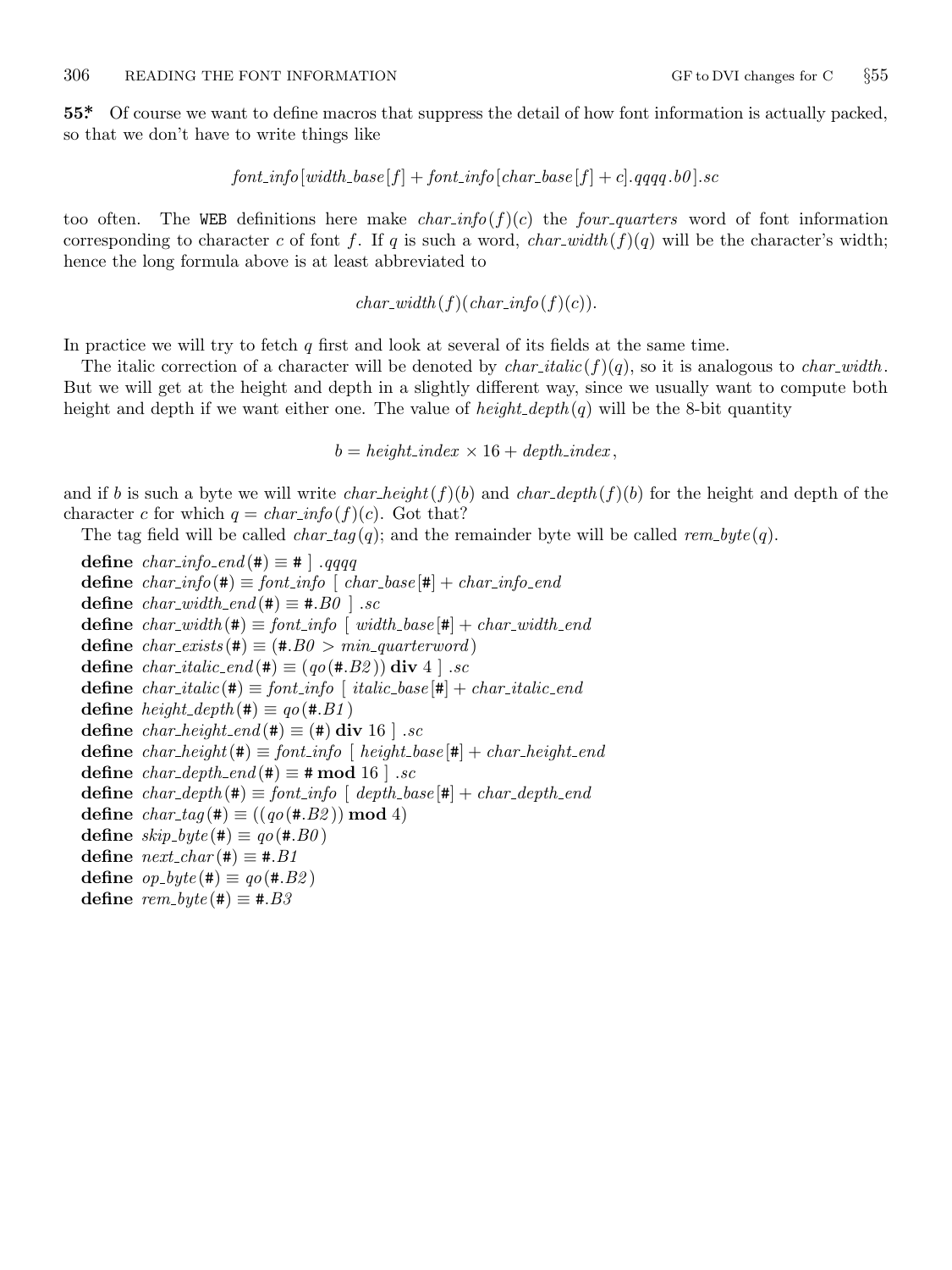**55*** Of course we want to define macros that suppress the detail of how font information is actually packed, so that we don't have to write things like

$$font\_info[width\_base[f] + font\_info[char\_base[f] + c].qqqq.b0].sc$$

too often. The WEB definitions here make $char\_info(f)(c)$ the *four_quarters* word of font information corresponding to character $c$ of font $f$. If $q$ is such a word, $char\_width(f)(q)$ will be the character's width; hence the long formula above is at least abbreviated to

$$char\_width(f)(char\_info(f)(c)).$$

In practice we will try to fetch $q$ first and look at several of its fields at the same time.

The italic correction of a character will be denoted by $char\_italic(f)(q)$, so it is analogous to *char_width*. But we will get at the height and depth in a slightly different way, since we usually want to compute both height and depth if we want either one. The value of $height\_depth(q)$ will be the 8-bit quantity

$$b = height\_index \times 16 + depth\_index,$$

and if $b$ is such a byte we will write $char\_height(f)(b)$ and $char\_depth(f)(b)$ for the height and depth of the character $c$ for which $q = char\_info(f)(c)$. Got that?

The tag field will be called $char\_tag(q)$; and the remainder byte will be called $rem\_byte(q)$.

**define** *char_info_end*(#) ≡ # ] .*qqqq*
**define** *char_info*(#) ≡ *font_info* [ *char_base*[#] + *char_info_end*
**define** *char_width_end*(#) ≡ #.*B0* ] .*sc*
**define** *char_width*(#) ≡ *font_info* [ *width_base*[#] + *char_width_end*
**define** *char_exists*(#) ≡ (#.*B0* > *min_quarterword*)
**define** *char_italic_end*(#) ≡ (*qo*(#.*B2*)) **div** 4 ] .*sc*
**define** *char_italic*(#) ≡ *font_info* [ *italic_base*[#] + *char_italic_end*
**define** *height_depth*(#) ≡ *qo*(#.*B1*)
**define** *char_height_end*(#) ≡ (#) **div** 16 ] .*sc*
**define** *char_height*(#) ≡ *font_info* [ *height_base*[#] + *char_height_end*
**define** *char_depth_end*(#) ≡ # **mod** 16 ] .*sc*
**define** *char_depth*(#) ≡ *font_info* [ *depth_base*[#] + *char_depth_end*
**define** *char_tag*(#) ≡ ((*qo*(#.*B2*)) **mod** 4)
**define** *skip_byte*(#) ≡ *qo*(#.*B0*)
**define** *next_char*(#) ≡ #.*B1*
**define** *op_byte*(#) ≡ *qo*(#.*B2*)
**define** *rem_byte*(#) ≡ #.*B3*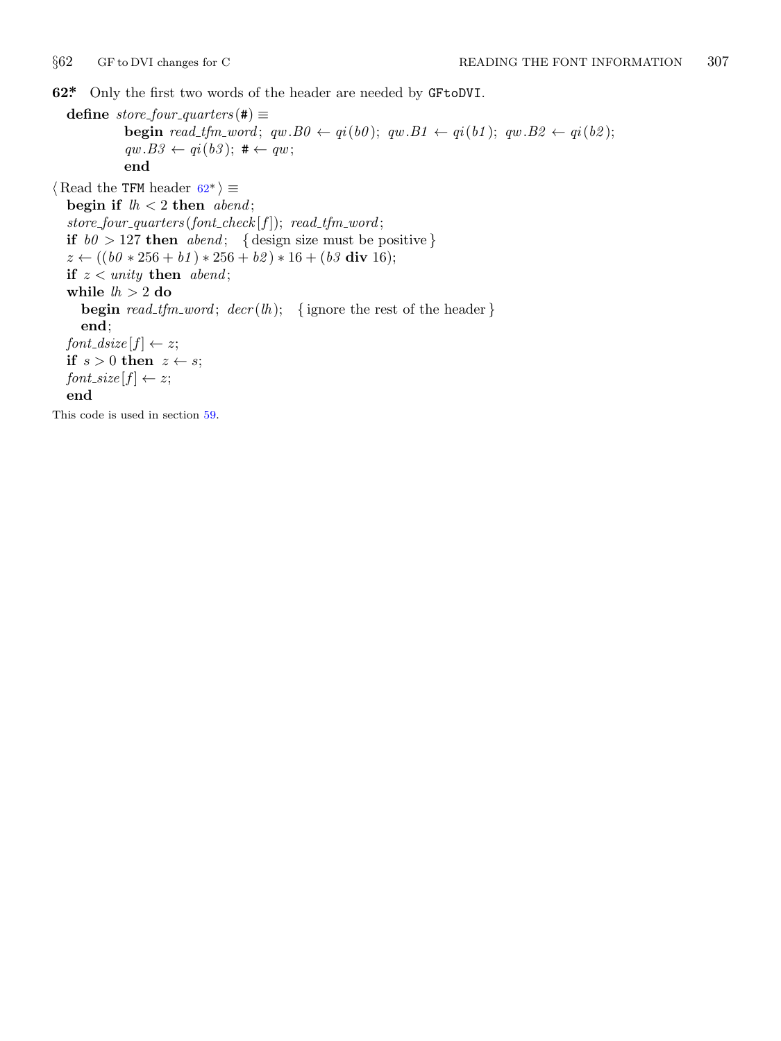**62\*** Only the first two words of the header are needed by `GFtoDVI`.

**define** *store_four_quarters*(#) ≡
  **begin** *read_tfm_word*; *qw.B0* ← *qi*(*b0*); *qw.B1* ← *qi*(*b1*); *qw.B2* ← *qi*(*b2*);
  *qw.B3* ← *qi*(*b3*); # ← *qw*;
  **end**

⟨ Read the `TFM` header 62\* ⟩ ≡
**begin if** *lh* < 2 **then** *abend*;
*store_four_quarters*(*font_check*[*f*]); *read_tfm_word*;
**if** *b0* > 127 **then** *abend*; { design size must be positive }
*z* ← ((*b0* ∗ 256 + *b1*) ∗ 256 + *b2*) ∗ 16 + (*b3* **div** 16);
**if** *z* < *unity* **then** *abend*;
**while** *lh* > 2 **do**
  **begin** *read_tfm_word*; *decr*(*lh*); { ignore the rest of the header }
  **end**;
*font_dsize*[*f*] ← *z*;
**if** *s* > 0 **then** *z* ← *s*;
*font_size*[*f*] ← *z*;
**end**

This code is used in section 59.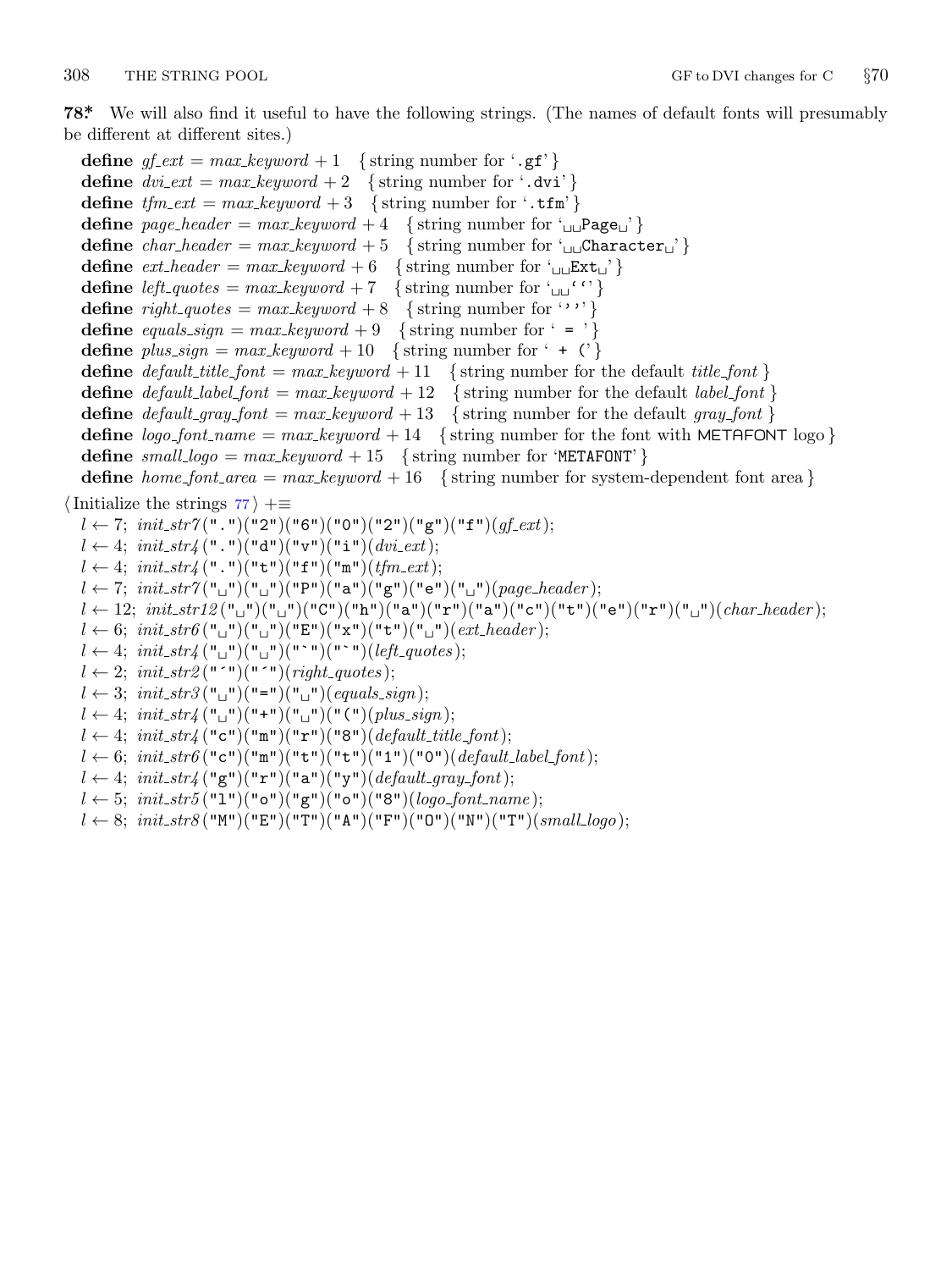**78*.** We will also find it useful to have the following strings. (The names of default fonts will presumably be different at different sites.)

**define** *gf_ext* = *max_keyword* + 1  { string number for '`.gf`' }
**define** *dvi_ext* = *max_keyword* + 2  { string number for '`.dvi`' }
**define** *tfm_ext* = *max_keyword* + 3  { string number for '`.tfm`' }
**define** *page_header* = *max_keyword* + 4  { string number for '`␣␣Page␣`' }
**define** *char_header* = *max_keyword* + 5  { string number for '`␣␣Character␣`' }
**define** *ext_header* = *max_keyword* + 6  { string number for '`␣␣Ext␣`' }
**define** *left_quotes* = *max_keyword* + 7  { string number for '`␣␣``' }
**define** *right_quotes* = *max_keyword* + 8  { string number for '`''`' }
**define** *equals_sign* = *max_keyword* + 9  { string number for '` = `' }
**define** *plus_sign* = *max_keyword* + 10  { string number for '` + (`' }
**define** *default_title_font* = *max_keyword* + 11  { string number for the default *title_font* }
**define** *default_label_font* = *max_keyword* + 12  { string number for the default *label_font* }
**define** *default_gray_font* = *max_keyword* + 13  { string number for the default *gray_font* }
**define** *logo_font_name* = *max_keyword* + 14  { string number for the font with METAFONT logo }
**define** *small_logo* = *max_keyword* + 15  { string number for '`METAFONT`' }
**define** *home_font_area* = *max_keyword* + 16  { string number for system-dependent font area }

⟨ Initialize the strings 77 ⟩ +≡
$l \leftarrow 7$; *init_str7*(".")("2")("6")("0")("2")("g")("f")(*gf_ext*);
$l \leftarrow 4$; *init_str4*(".")("d")("v")("i")(*dvi_ext*);
$l \leftarrow 4$; *init_str4*(".")("t")("f")("m")(*tfm_ext*);
$l \leftarrow 7$; *init_str7*("␣")("␣")("P")("a")("g")("e")("␣")(*page_header*);
$l \leftarrow 12$; *init_str12*("␣")("␣")("C")("h")("a")("r")("a")("c")("t")("e")("r")("␣")(*char_header*);
$l \leftarrow 6$; *init_str6*("␣")("␣")("E")("x")("t")("␣")(*ext_header*);
$l \leftarrow 4$; *init_str4*("␣")("␣")("`")("`")(*left_quotes*);
$l \leftarrow 2$; *init_str2*("´")("´")(*right_quotes*);
$l \leftarrow 3$; *init_str3*("␣")("=")("␣")(*equals_sign*);
$l \leftarrow 4$; *init_str4*("␣")("+")("␣")("(")(*plus_sign*);
$l \leftarrow 4$; *init_str4*("c")("m")("r")("8")(*default_title_font*);
$l \leftarrow 6$; *init_str6*("c")("m")("t")("t")("1")("0")(*default_label_font*);
$l \leftarrow 4$; *init_str4*("g")("r")("a")("y")(*default_gray_font*);
$l \leftarrow 5$; *init_str5*("l")("o")("g")("o")("8")(*logo_font_name*);
$l \leftarrow 8$; *init_str8*("M")("E")("T")("A")("F")("O")("N")("T")(*small_logo*);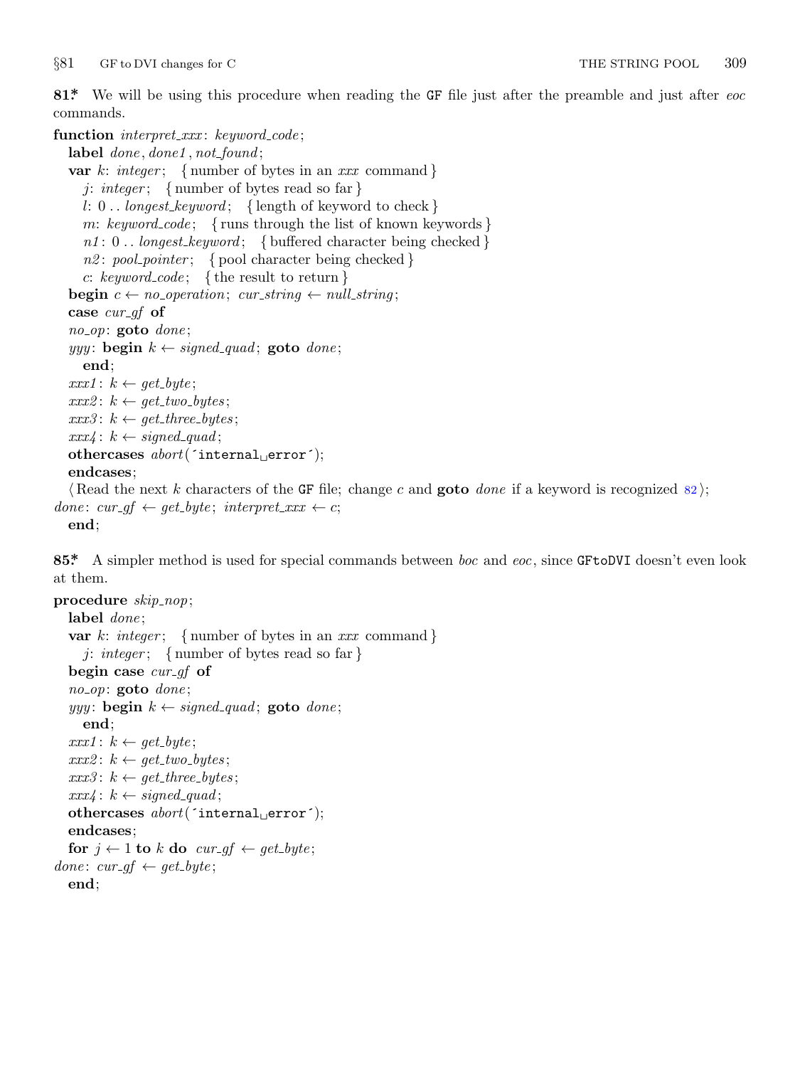**81\*** We will be using this procedure when reading the GF file just after the preamble and just after *eoc* commands.

```
function interpret_xxx: keyword_code;
  label done, done1, not_found;
  var k: integer; { number of bytes in an xxx command }
    j: integer; { number of bytes read so far }
    l: 0 .. longest_keyword; { length of keyword to check }
    m: keyword_code; { runs through the list of known keywords }
    n1: 0 .. longest_keyword; { buffered character being checked }
    n2: pool_pointer; { pool character being checked }
    c: keyword_code; { the result to return }
  begin c ← no_operation; cur_string ← null_string;
  case cur_gf of
  no_op: goto done;
  yyy: begin k ← signed_quad; goto done;
    end;
  xxx1: k ← get_byte;
  xxx2: k ← get_two_bytes;
  xxx3: k ← get_three_bytes;
  xxx4: k ← signed_quad;
  othercases abort('internal␣error');
  endcases;
  ⟨ Read the next k characters of the GF file; change c and goto done if a keyword is recognized 82 ⟩;
done: cur_gf ← get_byte; interpret_xxx ← c;
  end;
```

**85\*** A simpler method is used for special commands between *boc* and *eoc*, since GFtoDVI doesn't even look at them.

```
procedure skip_nop;
  label done;
  var k: integer; { number of bytes in an xxx command }
    j: integer; { number of bytes read so far }
  begin case cur_gf of
  no_op: goto done;
  yyy: begin k ← signed_quad; goto done;
    end;
  xxx1: k ← get_byte;
  xxx2: k ← get_two_bytes;
  xxx3: k ← get_three_bytes;
  xxx4: k ← signed_quad;
  othercases abort('internal␣error');
  endcases;
  for j ← 1 to k do cur_gf ← get_byte;
done: cur_gf ← get_byte;
  end;
```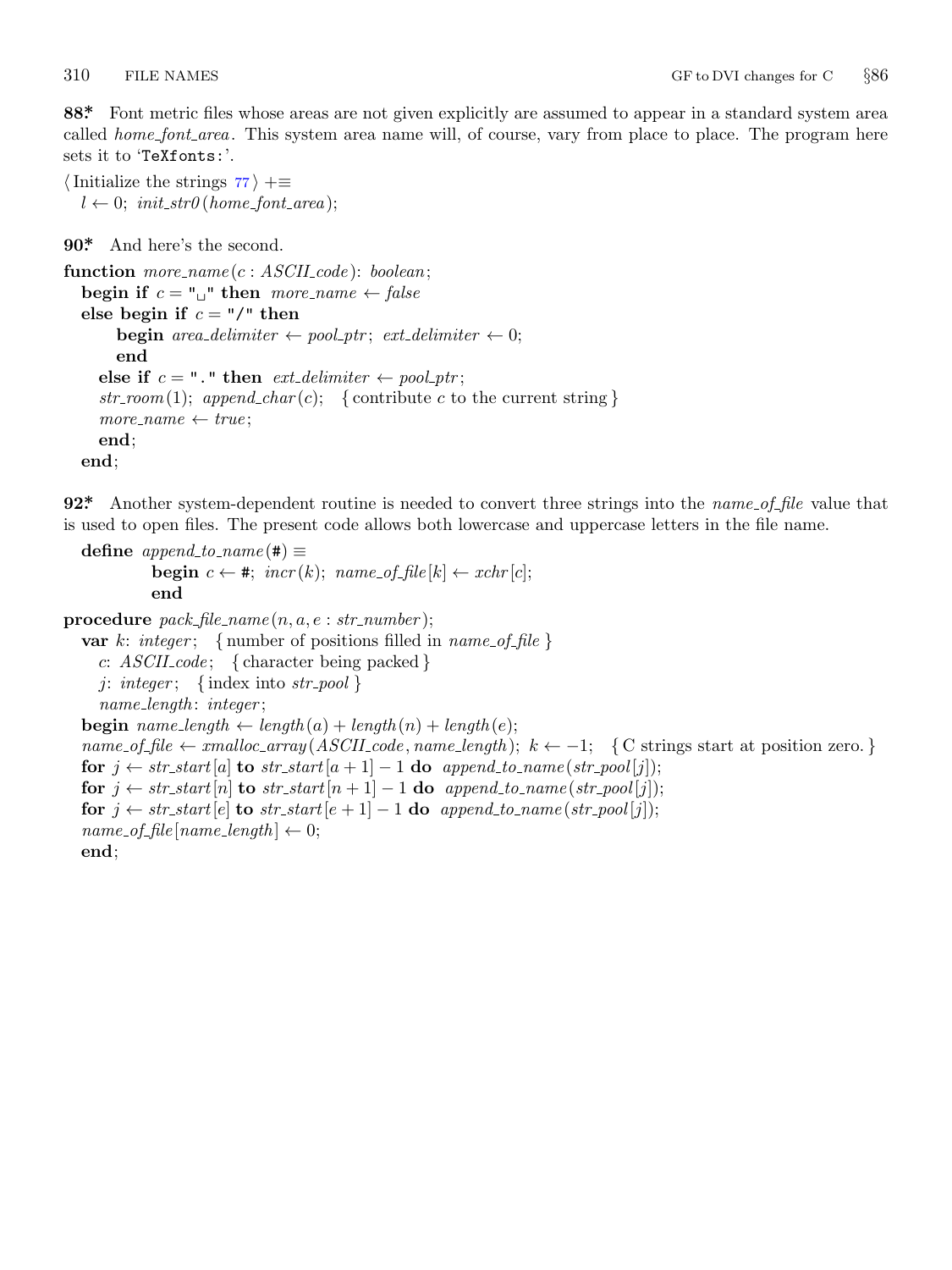**88\*** Font metric files whose areas are not given explicitly are assumed to appear in a standard system area called *home_font_area*. This system area name will, of course, vary from place to place. The program here sets it to '`TeXfonts:`'.

```
⟨ Initialize the strings 77 ⟩ +≡
  l ← 0; init_str0(home_font_area);
```

**90\*** And here's the second.

```
function more_name(c : ASCII_code): boolean;
  begin if c = "␣" then more_name ← false
  else begin if c = "/" then
      begin area_delimiter ← pool_ptr; ext_delimiter ← 0;
      end
    else if c = "." then ext_delimiter ← pool_ptr;
    str_room(1); append_char(c);  { contribute c to the current string }
    more_name ← true;
    end;
  end;
```

**92\*** Another system-dependent routine is needed to convert three strings into the *name_of_file* value that is used to open files. The present code allows both lowercase and uppercase letters in the file name.

```
  define append_to_name(#) ≡
          begin c ← #; incr(k); name_of_file[k] ← xchr[c];
          end
procedure pack_file_name(n, a, e : str_number);
  var k: integer;  { number of positions filled in name_of_file }
    c: ASCII_code;  { character being packed }
    j: integer;  { index into str_pool }
    name_length: integer;
  begin name_length ← length(a) + length(n) + length(e);
  name_of_file ← xmalloc_array(ASCII_code, name_length); k ← −1;  { C strings start at position zero. }
  for j ← str_start[a] to str_start[a + 1] − 1 do append_to_name(str_pool[j]);
  for j ← str_start[n] to str_start[n + 1] − 1 do append_to_name(str_pool[j]);
  for j ← str_start[e] to str_start[e + 1] − 1 do append_to_name(str_pool[j]);
  name_of_file[name_length] ← 0;
  end;
```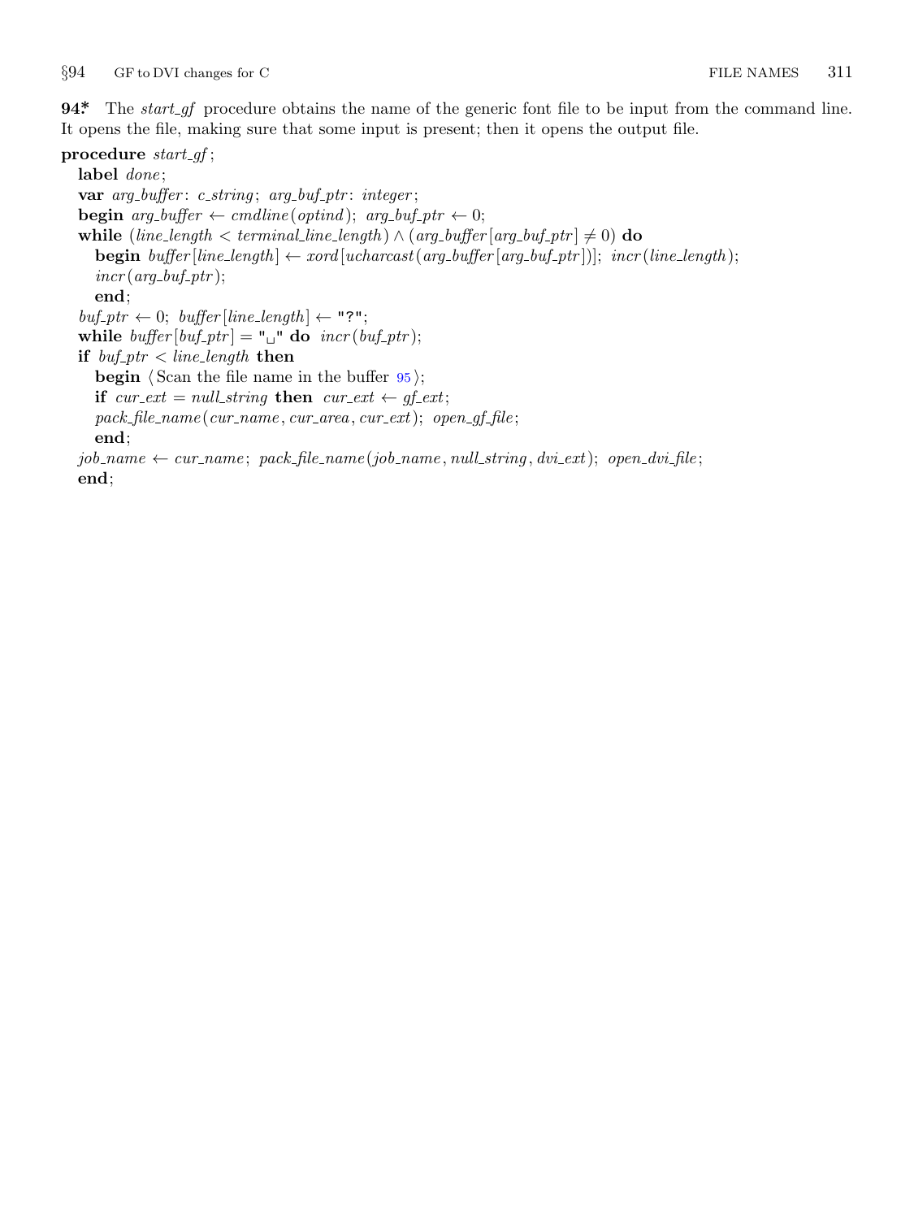**94*** The *start_gf* procedure obtains the name of the generic font file to be input from the command line. It opens the file, making sure that some input is present; then it opens the output file.

**procedure** *start_gf*;
  **label** *done*;
  **var** *arg_buffer*: *c_string*; *arg_buf_ptr*: *integer*;
  **begin** *arg_buffer* ← *cmdline*(*optind*); *arg_buf_ptr* ← 0;
  **while** (*line_length* < *terminal_line_length*) ∧ (*arg_buffer*[*arg_buf_ptr*] ≠ 0) **do**
    **begin** *buffer*[*line_length*] ← *xord*[*ucharcast*(*arg_buffer*[*arg_buf_ptr*])]; *incr*(*line_length*);
    *incr*(*arg_buf_ptr*);
    **end**;
  *buf_ptr* ← 0; *buffer*[*line_length*] ← "?";
  **while** *buffer*[*buf_ptr*] = "␣" **do** *incr*(*buf_ptr*);
  **if** *buf_ptr* < *line_length* **then**
    **begin** ⟨Scan the file name in the buffer 95⟩;
    **if** *cur_ext* = *null_string* **then** *cur_ext* ← *gf_ext*;
    *pack_file_name*(*cur_name*, *cur_area*, *cur_ext*); *open_gf_file*;
    **end**;
  *job_name* ← *cur_name*; *pack_file_name*(*job_name*, *null_string*, *dvi_ext*); *open_dvi_file*;
  **end**;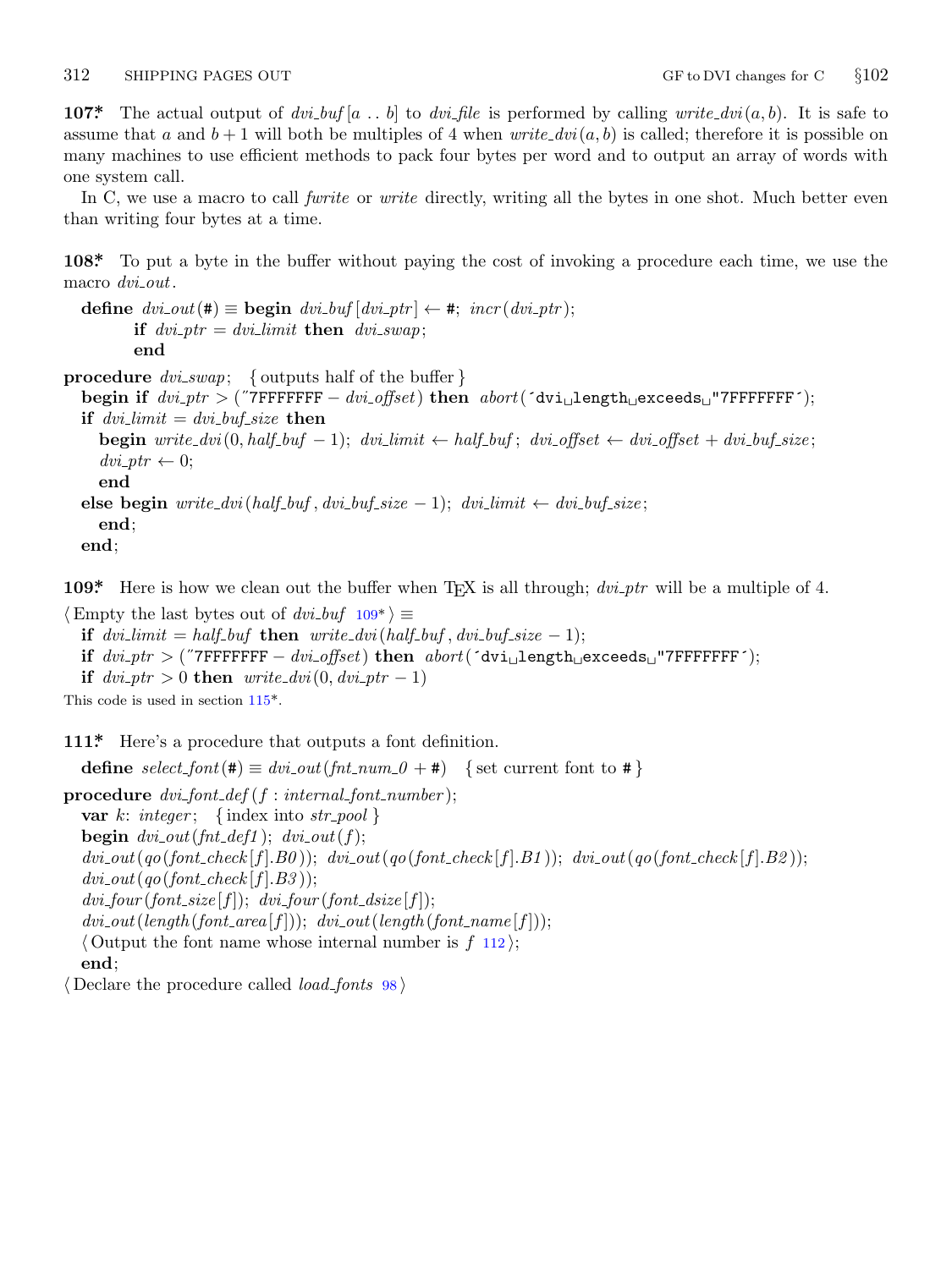**107\*** The actual output of *dvi_buf*[$a \mathrel{..} b$] to *dvi_file* is performed by calling *write_dvi*$(a, b)$. It is safe to assume that $a$ and $b+1$ will both be multiples of 4 when *write_dvi*$(a, b)$ is called; therefore it is possible on many machines to use efficient methods to pack four bytes per word and to output an array of words with one system call.

In C, we use a macro to call *fwrite* or *write* directly, writing all the bytes in one shot. Much better even than writing four bytes at a time.

**108\*** To put a byte in the buffer without paying the cost of invoking a procedure each time, we use the macro *dvi_out*.

```
define dvi_out(#) ≡ begin dvi_buf[dvi_ptr] ← #; incr(dvi_ptr);
        if dvi_ptr = dvi_limit then dvi_swap;
        end
procedure dvi_swap; { outputs half of the buffer }
  begin if dvi_ptr > ("7FFFFFFF − dvi_offset) then abort('dvi length exceeds "7FFFFFFF');
  if dvi_limit = dvi_buf_size then
    begin write_dvi(0, half_buf − 1); dvi_limit ← half_buf; dvi_offset ← dvi_offset + dvi_buf_size;
    dvi_ptr ← 0;
    end
  else begin write_dvi(half_buf, dvi_buf_size − 1); dvi_limit ← dvi_buf_size;
    end;
  end;
```

**109\*** Here is how we clean out the buffer when TEX is all through; *dvi_ptr* will be a multiple of 4.

```
⟨Empty the last bytes out of dvi_buf 109*⟩ ≡
  if dvi_limit = half_buf then write_dvi(half_buf, dvi_buf_size − 1);
  if dvi_ptr > ("7FFFFFFF − dvi_offset) then abort('dvi length exceeds "7FFFFFFF');
  if dvi_ptr > 0 then write_dvi(0, dvi_ptr − 1)
```

This code is used in section 115\*.

**111\*** Here's a procedure that outputs a font definition.

```
define select_font(#) ≡ dvi_out(fnt_num_0 + #)   { set current font to # }
procedure dvi_font_def(f : internal_font_number);
  var k: integer;  { index into str_pool }
  begin dvi_out(fnt_def1); dvi_out(f);
  dvi_out(qo(font_check[f].B0)); dvi_out(qo(font_check[f].B1)); dvi_out(qo(font_check[f].B2));
  dvi_out(qo(font_check[f].B3));
  dvi_four(font_size[f]); dvi_four(font_dsize[f]);
  dvi_out(length(font_area[f])); dvi_out(length(font_name[f]));
  ⟨Output the font name whose internal number is f 112⟩;
  end;
⟨Declare the procedure called load_fonts 98⟩
```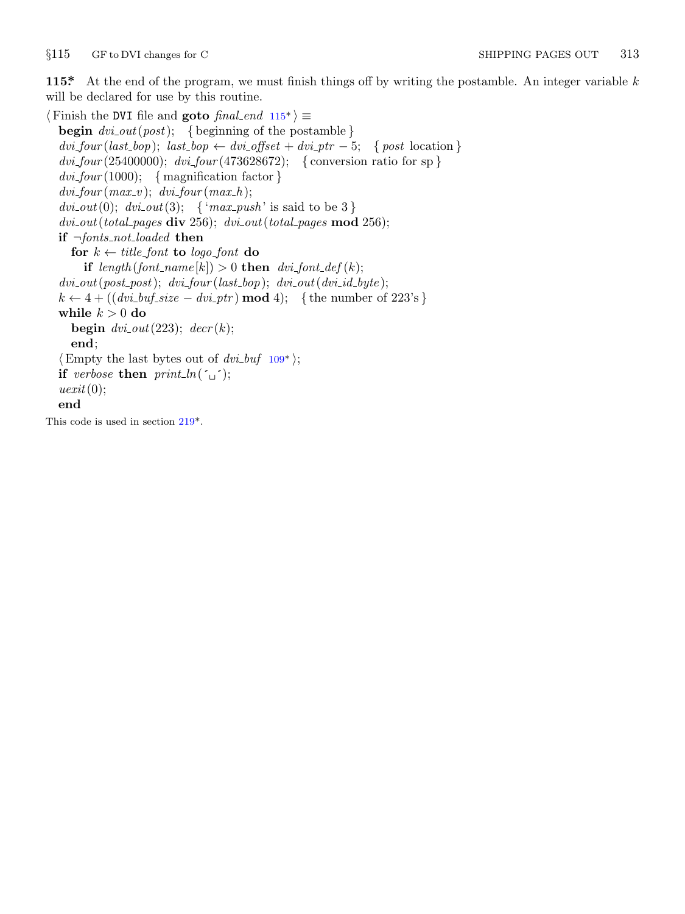**115*** At the end of the program, we must finish things off by writing the postamble. An integer variable $k$ will be declared for use by this routine.

```
⟨Finish the DVI file and goto final_end 115*⟩ ≡
  begin dvi_out(post);   { beginning of the postamble }
  dvi_four(last_bop); last_bop ← dvi_offset + dvi_ptr − 5;   { post location }
  dvi_four(25400000); dvi_four(473628672);   { conversion ratio for sp }
  dvi_four(1000);   { magnification factor }
  dvi_four(max_v); dvi_four(max_h);
  dvi_out(0); dvi_out(3);   { 'max_push' is said to be 3 }
  dvi_out(total_pages div 256); dvi_out(total_pages mod 256);
  if ¬fonts_not_loaded then
    for k ← title_font to logo_font do
      if length(font_name[k]) > 0 then dvi_font_def(k);
  dvi_out(post_post); dvi_four(last_bop); dvi_out(dvi_id_byte);
  k ← 4 + ((dvi_buf_size − dvi_ptr) mod 4);   { the number of 223's }
  while k > 0 do
    begin dvi_out(223); decr(k);
    end;
  ⟨Empty the last bytes out of dvi_buf 109*⟩;
  if verbose then print_ln(´␣´);
  uexit(0);
  end
```

This code is used in section 219*.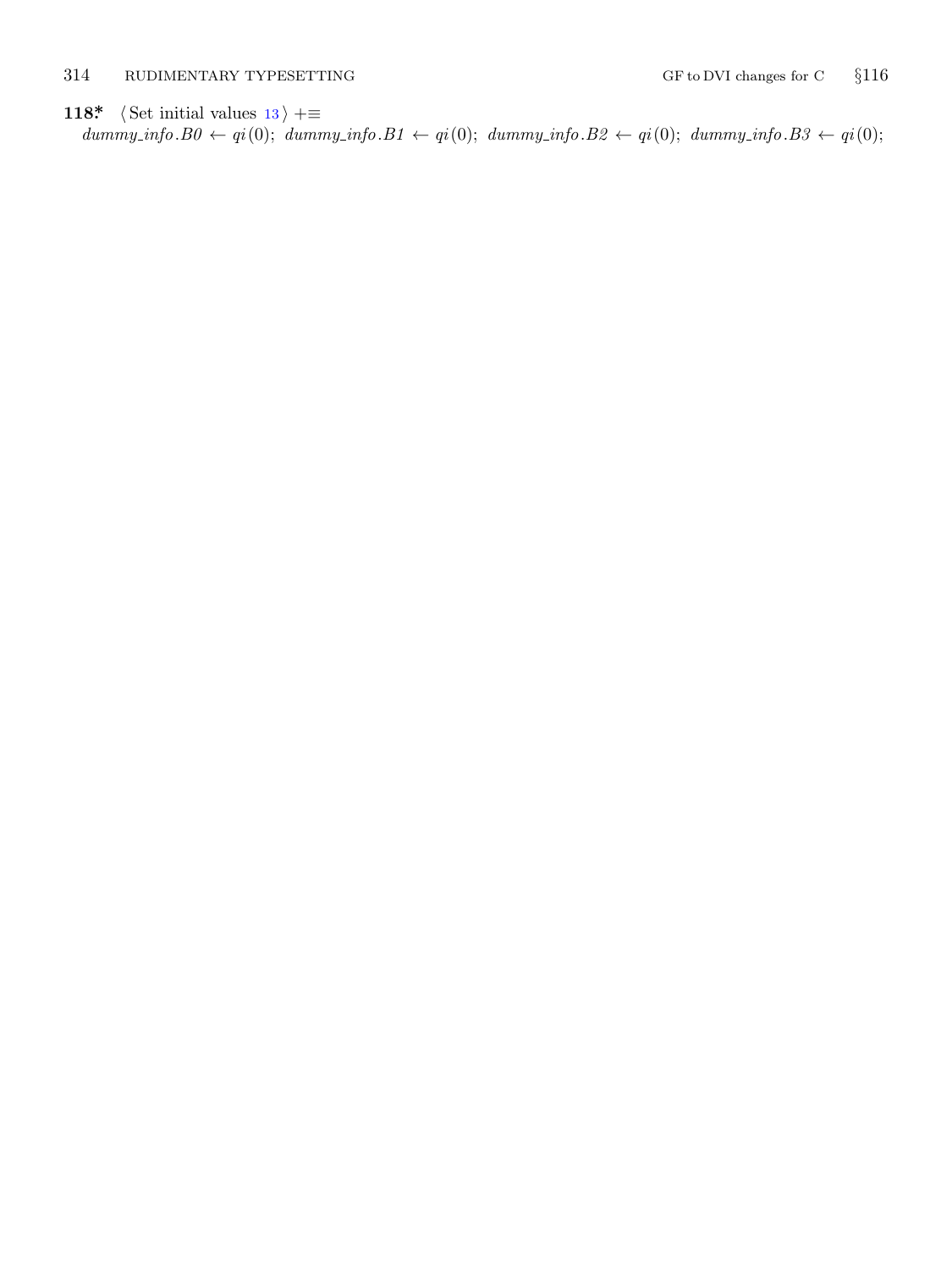**118\*** ⟨ Set initial values 13 ⟩ +≡

$dummy\_info.B0 \leftarrow qi(0);$ $dummy\_info.B1 \leftarrow qi(0);$ $dummy\_info.B2 \leftarrow qi(0);$ $dummy\_info.B3 \leftarrow qi(0);$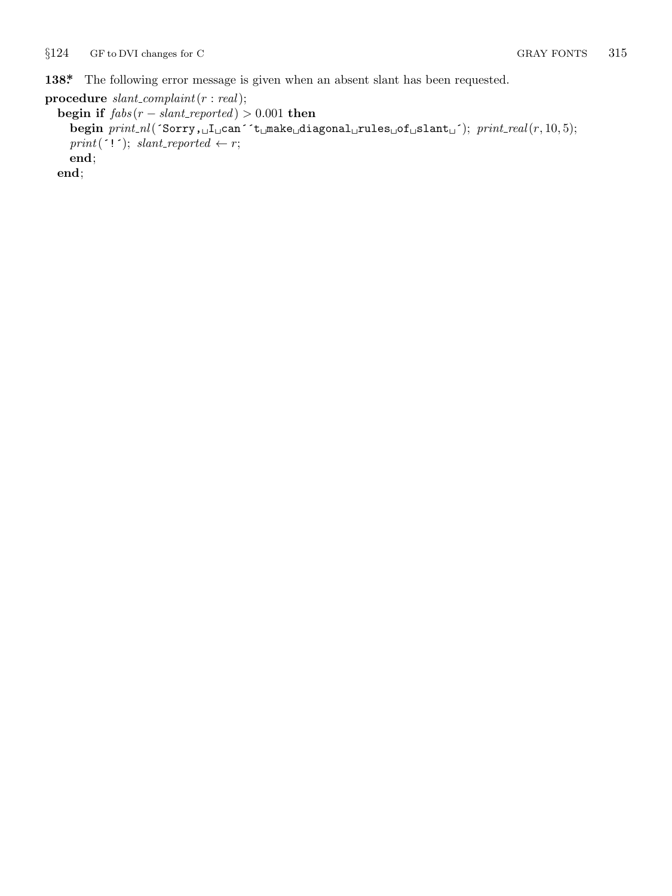**138*** The following error message is given when an absent slant has been requested.

```
procedure slant_complaint(r : real);
  begin if fabs(r − slant_reported) > 0.001 then
    begin print_nl(´Sorry, I can´´t make diagonal rules of slant ´); print_real(r, 10, 5);
    print(´!´); slant_reported ← r;
    end;
  end;
```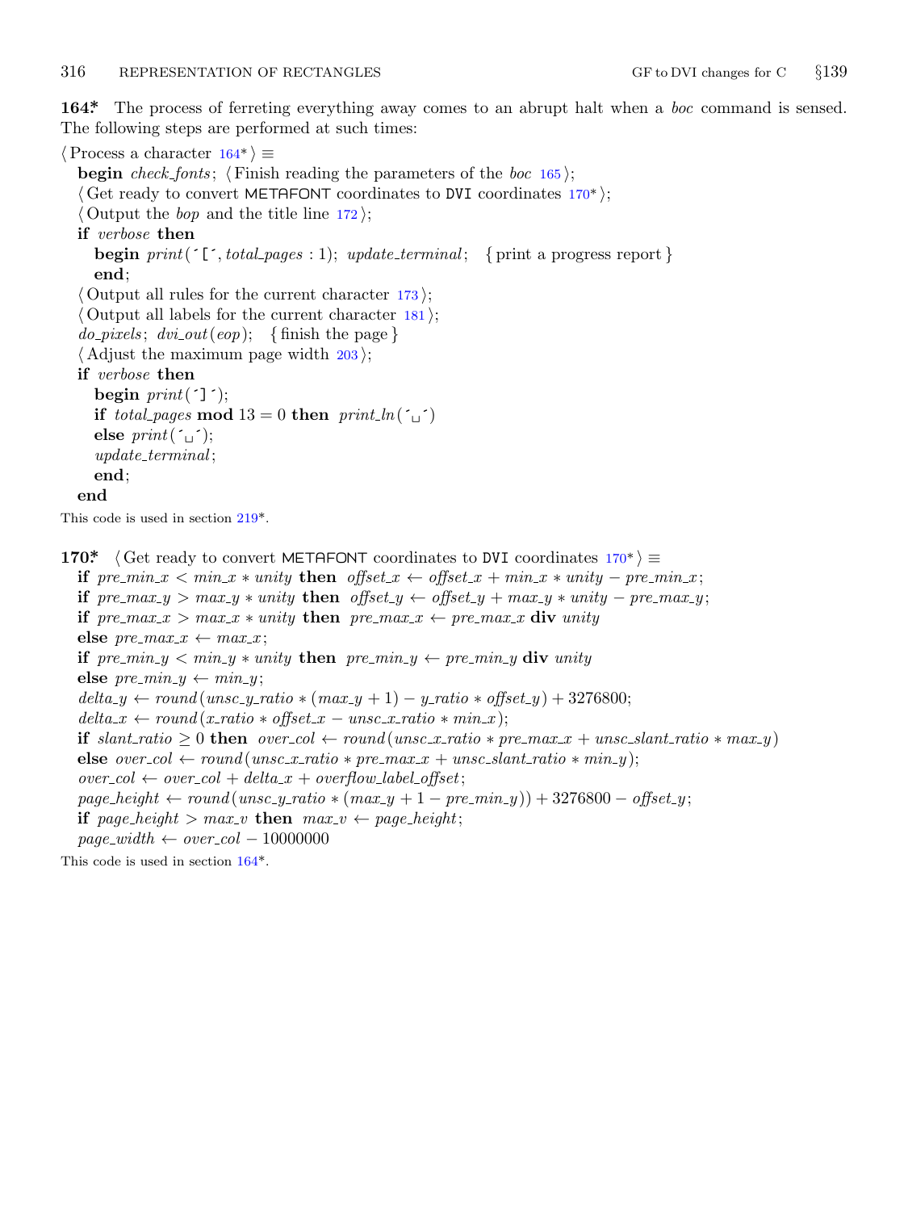**164\*** The process of ferreting everything away comes to an abrupt halt when a *boc* command is sensed. The following steps are performed at such times:

⟨ Process a character 164\* ⟩ ≡
  **begin** *check_fonts*; ⟨ Finish reading the parameters of the *boc* 165 ⟩;
  ⟨ Get ready to convert METAFONT coordinates to DVI coordinates 170\* ⟩;
  ⟨ Output the *bop* and the title line 172 ⟩;
  **if** *verbose* **then**
    **begin** *print*(´[´, *total_pages* : 1); *update_terminal*;  { print a progress report }
    **end**;
  ⟨ Output all rules for the current character 173 ⟩;
  ⟨ Output all labels for the current character 181 ⟩;
  *do_pixels*; *dvi_out*(*eop*);  { finish the page }
  ⟨ Adjust the maximum page width 203 ⟩;
  **if** *verbose* **then**
    **begin** *print*(´]´);
    **if** *total_pages* **mod** 13 = 0 **then** *print_ln*(´␣´)
    **else** *print*(´␣´);
    *update_terminal*;
    **end**;
  **end**

This code is used in section 219\*.

**170\*** ⟨ Get ready to convert METAFONT coordinates to DVI coordinates 170\* ⟩ ≡
  **if** $pre\_min\_x < min\_x * unity$ **then** $offset\_x \leftarrow offset\_x + min\_x * unity - pre\_min\_x$;
  **if** $pre\_max\_y > max\_y * unity$ **then** $offset\_y \leftarrow offset\_y + max\_y * unity - pre\_max\_y$;
  **if** $pre\_max\_x > max\_x * unity$ **then** $pre\_max\_x \leftarrow pre\_max\_x$ **div** $unity$
  **else** $pre\_max\_x \leftarrow max\_x$;
  **if** $pre\_min\_y < min\_y * unity$ **then** $pre\_min\_y \leftarrow pre\_min\_y$ **div** $unity$
  **else** $pre\_min\_y \leftarrow min\_y$;
  $delta\_y \leftarrow round(unsc\_y\_ratio * (max\_y + 1) - y\_ratio * offset\_y) + 3276800$;
  $delta\_x \leftarrow round(x\_ratio * offset\_x - unsc\_x\_ratio * min\_x)$;
  **if** $slant\_ratio \geq 0$ **then** $over\_col \leftarrow round(unsc\_x\_ratio * pre\_max\_x + unsc\_slant\_ratio * max\_y)$
  **else** $over\_col \leftarrow round(unsc\_x\_ratio * pre\_max\_x + unsc\_slant\_ratio * min\_y)$;
  $over\_col \leftarrow over\_col + delta\_x + overflow\_label\_offset$;
  $page\_height \leftarrow round(unsc\_y\_ratio * (max\_y + 1 - pre\_min\_y)) + 3276800 - offset\_y$;
  **if** $page\_height > max\_v$ **then** $max\_v \leftarrow page\_height$;
  $page\_width \leftarrow over\_col - 10000000$

This code is used in section 164\*.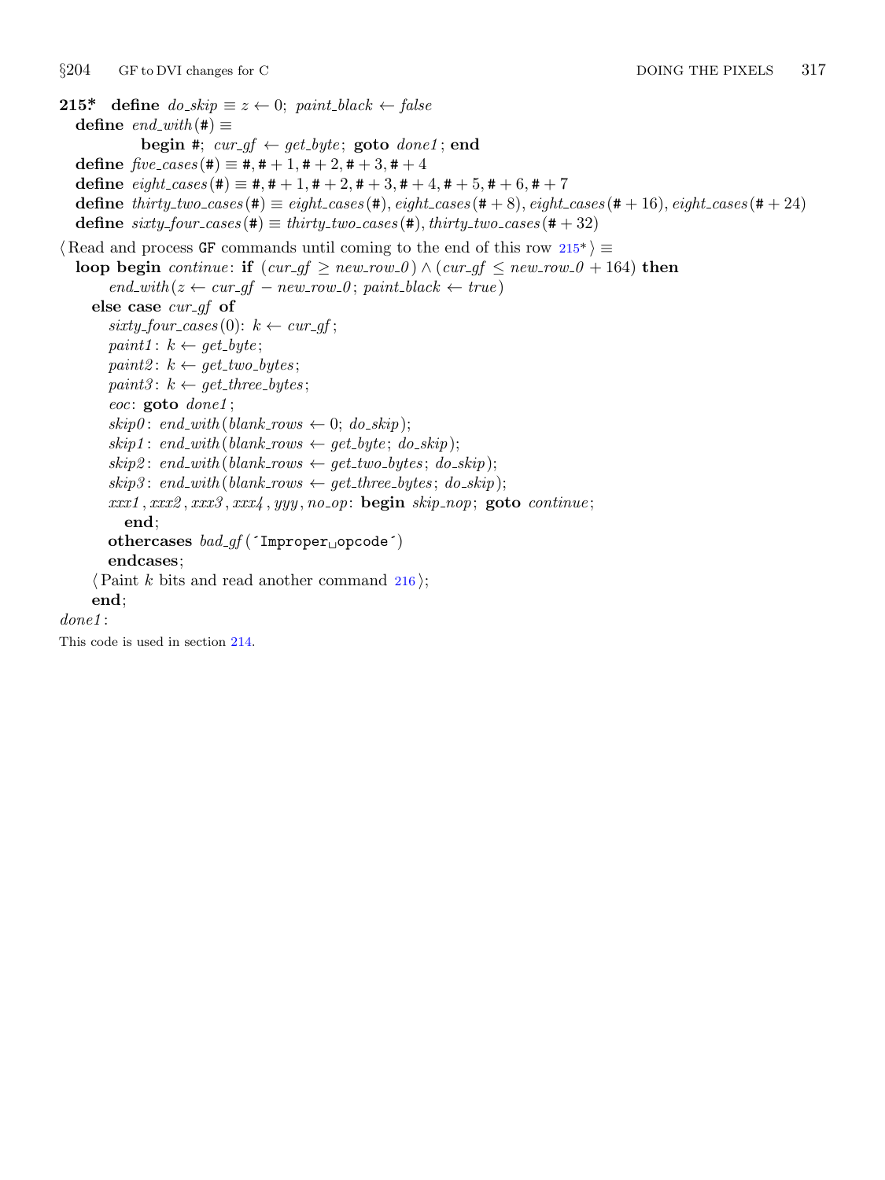**215\*** **define** *do_skip* $\equiv$ $z \leftarrow 0$; *paint_black* $\leftarrow$ *false*

**define** *end_with*(#) $\equiv$
  **begin** #; *cur_gf* $\leftarrow$ *get_byte*; **goto** *done1*; **end**

**define** *five_cases*(#) $\equiv$ #, # + 1, # + 2, # + 3, # + 4

**define** *eight_cases*(#) $\equiv$ #, # + 1, # + 2, # + 3, # + 4, # + 5, # + 6, # + 7

**define** *thirty_two_cases*(#) $\equiv$ *eight_cases*(#), *eight_cases*(# + 8), *eight_cases*(# + 16), *eight_cases*(# + 24)

**define** *sixty_four_cases*(#) $\equiv$ *thirty_two_cases*(#), *thirty_two_cases*(# + 32)

⟨ Read and process GF commands until coming to the end of this row 215\* ⟩ $\equiv$

```
loop begin continue: if (cur_gf ≥ new_row_0) ∧ (cur_gf ≤ new_row_0 + 164) then
    end_with(z ← cur_gf − new_row_0; paint_black ← true)
  else case cur_gf of
    sixty_four_cases(0): k ← cur_gf;
    paint1: k ← get_byte;
    paint2: k ← get_two_bytes;
    paint3: k ← get_three_bytes;
    eoc: goto done1;
    skip0: end_with(blank_rows ← 0; do_skip);
    skip1: end_with(blank_rows ← get_byte; do_skip);
    skip2: end_with(blank_rows ← get_two_bytes; do_skip);
    skip3: end_with(blank_rows ← get_three_bytes; do_skip);
    xxx1, xxx2, xxx3, xxx4, yyy, no_op: begin skip_nop; goto continue;
      end;
    othercases bad_gf(´Improper␣opcode´)
    endcases;
  ⟨ Paint k bits and read another command 216 ⟩;
  end;
done1:
```

This code is used in section 214.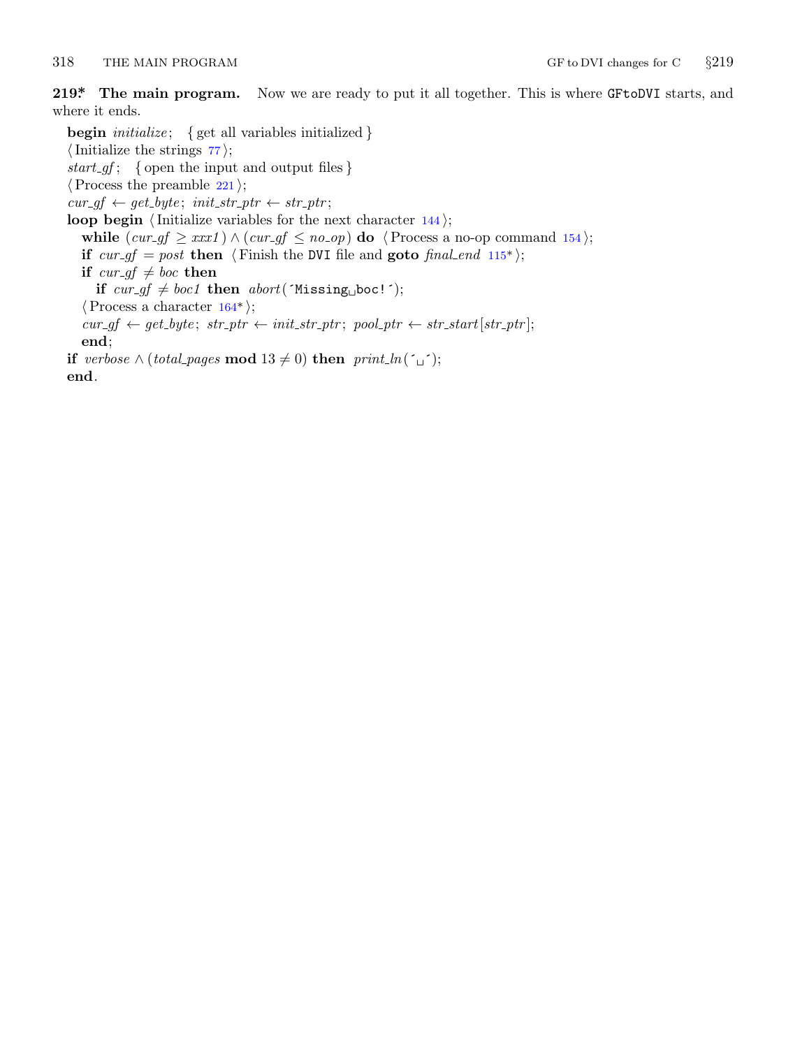**219\*. The main program.** Now we are ready to put it all together. This is where `GFtoDVI` starts, and where it ends.

```
begin initialize;   { get all variables initialized }
⟨Initialize the strings 77⟩;
start_gf;   { open the input and output files }
⟨Process the preamble 221⟩;
cur_gf ← get_byte; init_str_ptr ← str_ptr;
loop begin ⟨Initialize variables for the next character 144⟩;
  while (cur_gf ≥ xxx1) ∧ (cur_gf ≤ no_op) do ⟨Process a no-op command 154⟩;
  if cur_gf = post then ⟨Finish the DVI file and goto final_end 115*⟩;
  if cur_gf ≠ boc then
    if cur_gf ≠ boc1 then abort('Missing␣boc!');
  ⟨Process a character 164*⟩;
  cur_gf ← get_byte; str_ptr ← init_str_ptr; pool_ptr ← str_start[str_ptr];
  end;
if verbose ∧ (total_pages mod 13 ≠ 0) then print_ln('␣');
end.
```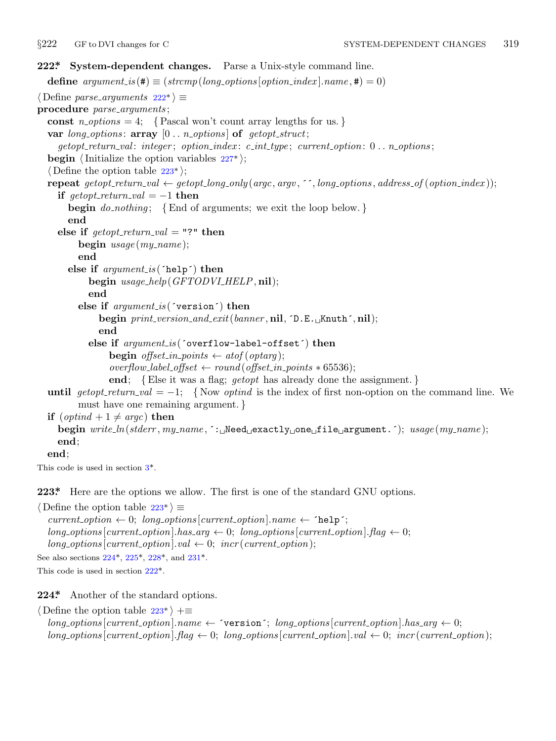**222\*. System-dependent changes.** Parse a Unix-style command line.

**define** *argument_is*(#) ≡ (*strcmp*(*long_options*[*option_index*].*name*, #) = 0)

⟨ Define *parse_arguments* 222\* ⟩ ≡

```
procedure parse_arguments;
  const n_options = 4;   { Pascal won't count array lengths for us. }
  var long_options: array [0 .. n_options] of getopt_struct;
    getopt_return_val: integer; option_index: c_int_type; current_option: 0 .. n_options;
  begin ⟨ Initialize the option variables 227* ⟩;
  ⟨ Define the option table 223* ⟩;
  repeat getopt_return_val ← getopt_long_only(argc, argv, ´´, long_options, address_of(option_index));
    if getopt_return_val = −1 then
      begin do_nothing;   { End of arguments; we exit the loop below. }
      end
    else if getopt_return_val = "?" then
        begin usage(my_name);
        end
      else if argument_is(´help´) then
          begin usage_help(GFTODVI_HELP, nil);
          end
        else if argument_is(´version´) then
            begin print_version_and_exit(banner, nil, ´D.E. Knuth´, nil);
            end
          else if argument_is(´overflow-label-offset´) then
              begin offset_in_points ← atof(optarg);
              overflow_label_offset ← round(offset_in_points ∗ 65536);
              end;   { Else it was a flag; getopt has already done the assignment. }
  until getopt_return_val = −1;   { Now optind is the index of first non-option on the command line. We
        must have one remaining argument. }
  if (optind + 1 ≠ argc) then
    begin write_ln(stderr, my_name, ´: Need exactly one file argument.´); usage(my_name);
    end;
  end;
```

This code is used in section 3\*.

**223\*.** Here are the options we allow. The first is one of the standard GNU options.

⟨ Define the option table 223\* ⟩ ≡

```
  current_option ← 0; long_options[current_option].name ← ´help´;
  long_options[current_option].has_arg ← 0; long_options[current_option].flag ← 0;
  long_options[current_option].val ← 0; incr(current_option);
```

See also sections 224\*, 225\*, 228\*, and 231\*.

This code is used in section 222\*.

**224\*.** Another of the standard options.

⟨ Define the option table 223\* ⟩ +≡

```
  long_options[current_option].name ← ´version´; long_options[current_option].has_arg ← 0;
  long_options[current_option].flag ← 0; long_options[current_option].val ← 0; incr(current_option);
```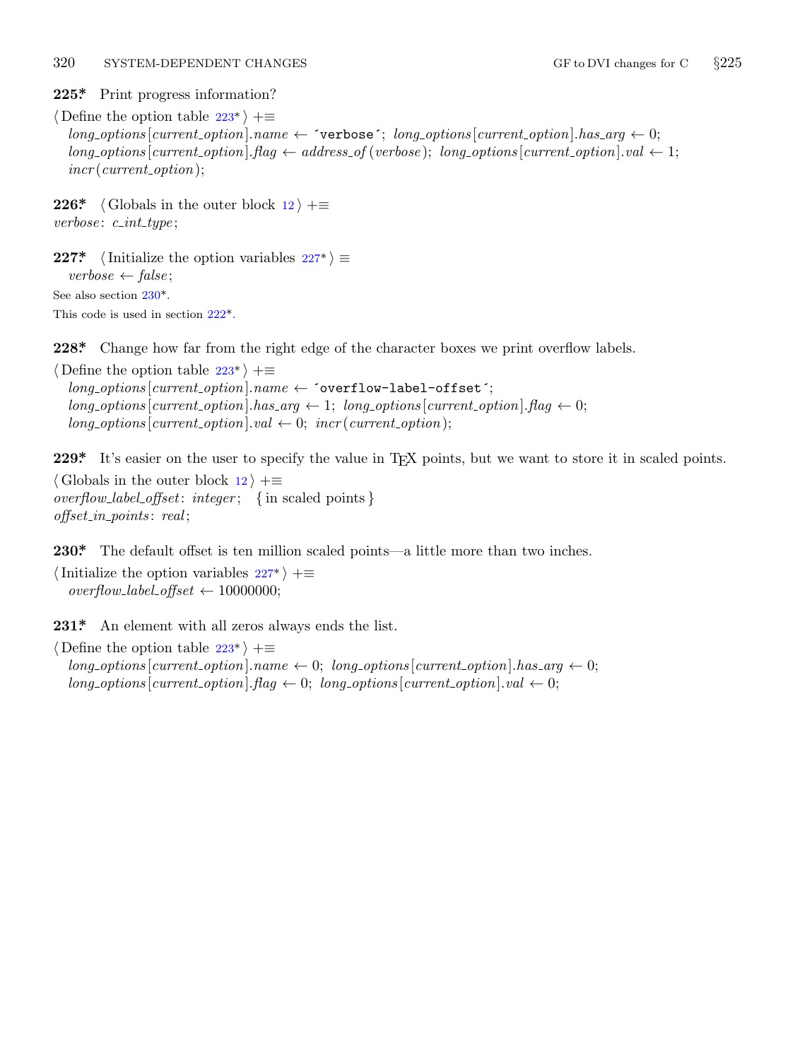**225\*** Print progress information?

⟨ Define the option table 223\* ⟩ +≡
*long_options*[*current_option*].*name* ← ´verbose´; *long_options*[*current_option*].*has_arg* ← 0;
*long_options*[*current_option*].*flag* ← *address_of* (*verbose*); *long_options*[*current_option*].*val* ← 1;
*incr* (*current_option*);

**226\*** ⟨ Globals in the outer block 12 ⟩ +≡
*verbose*: *c_int_type*;

**227\*** ⟨ Initialize the option variables 227\* ⟩ ≡
*verbose* ← *false*;

See also section 230\*.

This code is used in section 222\*.

**228\*** Change how far from the right edge of the character boxes we print overflow labels.

⟨ Define the option table 223\* ⟩ +≡
*long_options*[*current_option*].*name* ← ´overflow-label-offset´;
*long_options*[*current_option*].*has_arg* ← 1; *long_options*[*current_option*].*flag* ← 0;
*long_options*[*current_option*].*val* ← 0; *incr* (*current_option*);

**229\*** It's easier on the user to specify the value in TEX points, but we want to store it in scaled points.

⟨ Globals in the outer block 12 ⟩ +≡
*overflow_label_offset*: *integer*; { in scaled points }
*offset_in_points*: *real*;

**230\*** The default offset is ten million scaled points—a little more than two inches.

⟨ Initialize the option variables 227\* ⟩ +≡
*overflow_label_offset* ← 10000000;

**231\*** An element with all zeros always ends the list.

⟨ Define the option table 223\* ⟩ +≡
*long_options*[*current_option*].*name* ← 0; *long_options*[*current_option*].*has_arg* ← 0;
*long_options*[*current_option*].*flag* ← 0; *long_options*[*current_option*].*val* ← 0;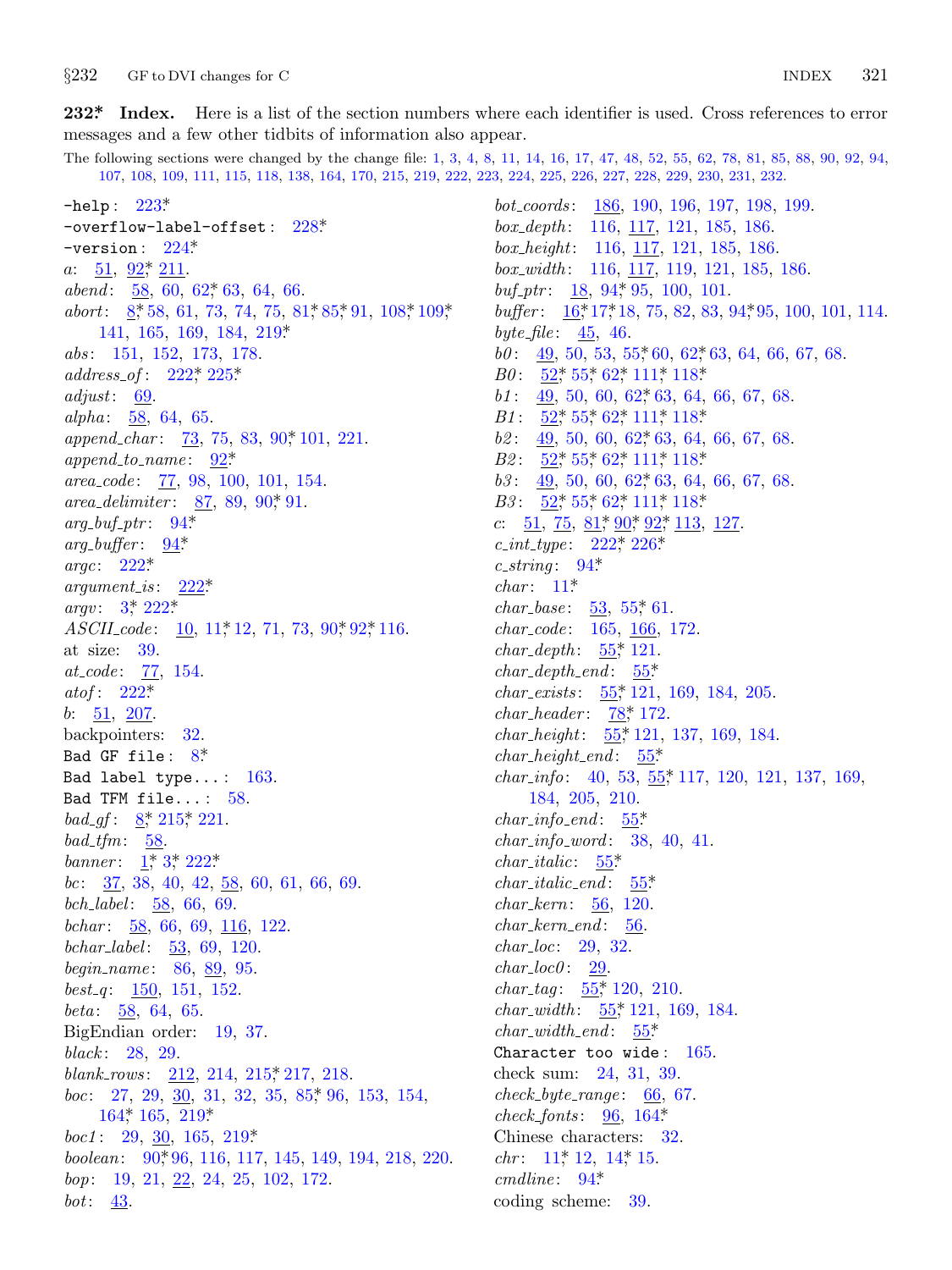**232\*. Index.** Here is a list of the section numbers where each identifier is used. Cross references to error messages and a few other tidbits of information also appear.

The following sections were changed by the change file: 1, 3, 4, 8, 11, 14, 16, 17, 47, 48, 52, 55, 62, 78, 81, 85, 88, 90, 92, 94, 107, 108, 109, 111, 115, 118, 138, 164, 170, 215, 219, 222, 223, 224, 225, 226, 227, 228, 229, 230, 231, 232.

`-help`: 223\*
`-overflow-label-offset`: 228\*
`-version`: 224\*
*a*: 51, 92\*, 211.
*abend*: 58, 60, 62\*, 63, 64, 66.
*abort*: 8\*, 58, 61, 73, 74, 75, 81\*, 85\*, 91, 108\*, 109\*, 141, 165, 169, 184, 219\*
*abs*: 151, 152, 173, 178.
*address_of*: 222\*, 225\*
*adjust*: 69.
*alpha*: 58, 64, 65.
*append_char*: 73, 75, 83, 90\*, 101, 221.
*append_to_name*: 92\*
*area_code*: 77, 98, 100, 101, 154.
*area_delimiter*: 87, 89, 90\*, 91.
*arg_buf_ptr*: 94\*
*arg_buffer*: 94\*
*argc*: 222\*
*argument_is*: 222\*
*argv*: 3\*, 222\*
*ASCII_code*: 10, 11\*, 12, 71, 73, 90\*, 92\*, 116.
at size: 39.
*at_code*: 77, 154.
*atof*: 222\*
*b*: 51, 207.
backpointers: 32.
`Bad GF file`: 8\*
`Bad label type...`: 163.
`Bad TFM file...`: 58.
*bad_gf*: 8\*, 215\*, 221.
*bad_tfm*: 58.
*banner*: 1\*, 3\*, 222\*
*bc*: 37, 38, 40, 42, 58, 60, 61, 66, 69.
*bch_label*: 58, 66, 69.
*bchar*: 58, 66, 69, 116, 122.
*bchar_label*: 53, 69, 120.
*begin_name*: 86, 89, 95.
*best_q*: 150, 151, 152.
*beta*: 58, 64, 65.
BigEndian order: 19, 37.
*black*: 28, 29.
*blank_rows*: 212, 214, 215\*, 217, 218.
*boc*: 27, 29, 30, 31, 32, 35, 85\*, 96, 153, 154, 164\*, 165, 219\*
*boc1*: 29, 30, 165, 219\*
*boolean*: 90\*, 96, 116, 117, 145, 149, 194, 218, 220.
*bop*: 19, 21, 22, 24, 25, 102, 172.
*bot*: 43.
*bot_coords*: 186, 190, 196, 197, 198, 199.
*box_depth*: 116, 117, 121, 185, 186.
*box_height*: 116, 117, 121, 185, 186.
*box_width*: 116, 117, 119, 121, 185, 186.
*buf_ptr*: 18, 94\*, 95, 100, 101.
*buffer*: 16\*, 17\*, 18, 75, 82, 83, 94\*, 95, 100, 101, 114.
*byte_file*: 45, 46.
*b0*: 49, 50, 53, 55\*, 60, 62\*, 63, 64, 66, 67, 68.
*B0*: 52\*, 55\*, 62\*, 111\*, 118\*
*b1*: 49, 50, 60, 62\*, 63, 64, 66, 67, 68.
*B1*: 52\*, 55\*, 62\*, 111\*, 118\*
*b2*: 49, 50, 60, 62\*, 63, 64, 66, 67, 68.
*B2*: 52\*, 55\*, 62\*, 111\*, 118\*
*b3*: 49, 50, 60, 62\*, 63, 64, 66, 67, 68.
*B3*: 52\*, 55\*, 62\*, 111\*, 118\*
*c*: 51, 75, 81\*, 90\*, 92\*, 113, 127.
*c_int_type*: 222\*, 226\*
*c_string*: 94\*
*char*: 11\*
*char_base*: 53, 55\*, 61.
*char_code*: 165, 166, 172.
*char_depth*: 55\*, 121.
*char_depth_end*: 55\*
*char_exists*: 55\*, 121, 169, 184, 205.
*char_header*: 78\*, 172.
*char_height*: 55\*, 121, 137, 169, 184.
*char_height_end*: 55\*
*char_info*: 40, 53, 55\*, 117, 120, 121, 137, 169, 184, 205, 210.
*char_info_end*: 55\*
*char_info_word*: 38, 40, 41.
*char_italic*: 55\*
*char_italic_end*: 55\*
*char_kern*: 56, 120.
*char_kern_end*: 56.
*char_loc*: 29, 32.
*char_loc0*: 29.
*char_tag*: 55\*, 120, 210.
*char_width*: 55\*, 121, 169, 184.
*char_width_end*: 55\*
`Character too wide`: 165.
check sum: 24, 31, 39.
*check_byte_range*: 66, 67.
*check_fonts*: 96, 164\*
Chinese characters: 32.
*chr*: 11\*, 12, 14\*, 15.
*cmdline*: 94\*
coding scheme: 39.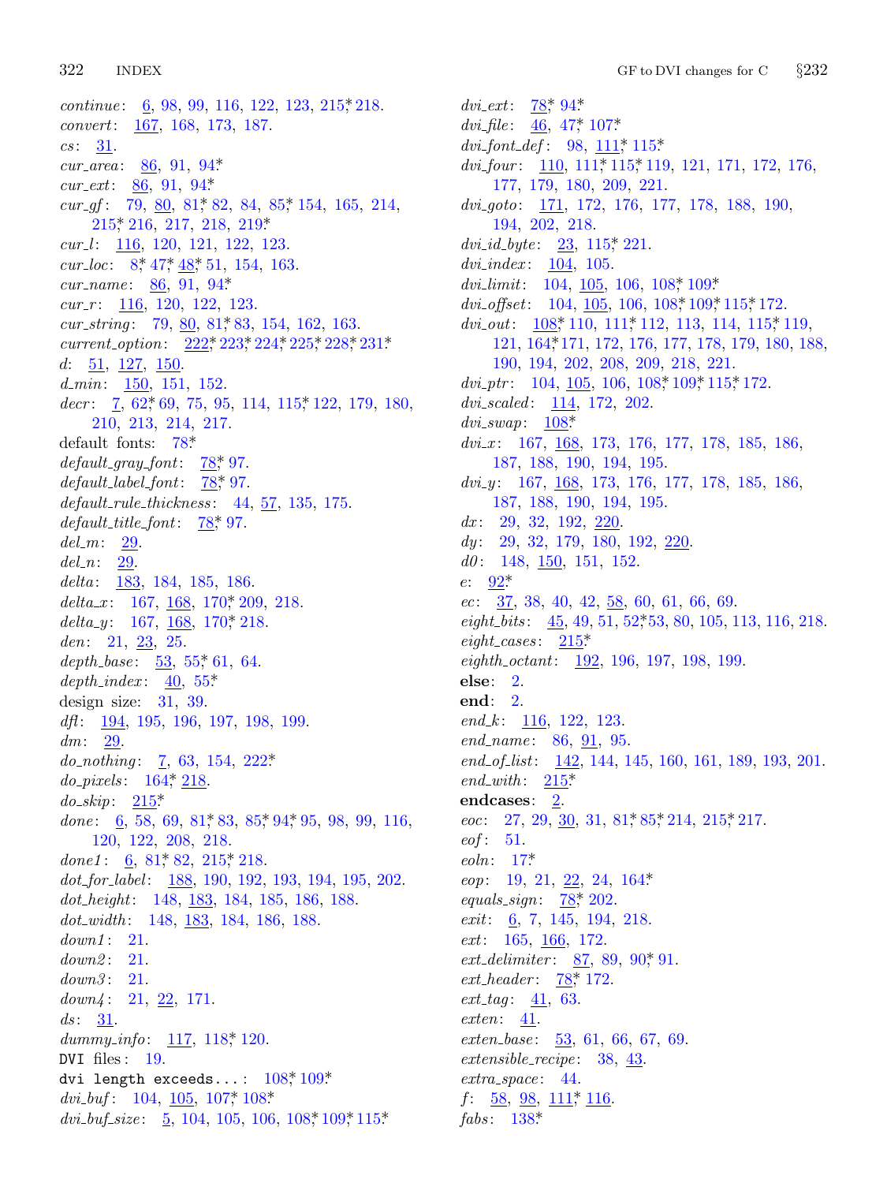*continue*: 6, 98, 99, 116, 122, 123, 215*, 218.
*convert*: 167, 168, 173, 187.
*cs*: 31.
*cur_area*: 86, 91, 94*.
*cur_ext*: 86, 91, 94*.
*cur_gf*: 79, 80, 81*, 82, 84, 85*, 154, 165, 214, 215*, 216, 217, 218, 219*.
*cur_l*: 116, 120, 121, 122, 123.
*cur_loc*: 8*, 47*, 48*, 51, 154, 163.
*cur_name*: 86, 91, 94*.
*cur_r*: 116, 120, 122, 123.
*cur_string*: 79, 80, 81*, 83, 154, 162, 163.
*current_option*: 222*, 223*, 224*, 225*, 228*, 231*.
*d*: 51, 127, 150.
*d_min*: 150, 151, 152.
*decr*: 7, 62*, 69, 75, 95, 114, 115*, 122, 179, 180, 210, 213, 214, 217.
default fonts: 78*.
*default_gray_font*: 78*, 97.
*default_label_font*: 78*, 97.
*default_rule_thickness*: 44, 57, 135, 175.
*default_title_font*: 78*, 97.
*del_m*: 29.
*del_n*: 29.
*delta*: 183, 184, 185, 186.
*delta_x*: 167, 168, 170*, 209, 218.
*delta_y*: 167, 168, 170*, 218.
*den*: 21, 23, 25.
*depth_base*: 53, 55*, 61, 64.
*depth_index*: 40, 55*.
design size: 31, 39.
*dfl*: 194, 195, 196, 197, 198, 199.
*dm*: 29.
*do_nothing*: 7, 63, 154, 222*.
*do_pixels*: 164*, 218.
*do_skip*: 215*.
*done*: 6, 58, 69, 81*, 83, 85*, 94*, 95, 98, 99, 116, 120, 122, 208, 218.
*done1*: 6, 81*, 82, 215*, 218.
*dot_for_label*: 188, 190, 192, 193, 194, 195, 202.
*dot_height*: 148, 183, 184, 185, 186, 188.
*dot_width*: 148, 183, 184, 186, 188.
*down1*: 21.
*down2*: 21.
*down3*: 21.
*down4*: 21, 22, 171.
*ds*: 31.
*dummy_info*: 117, 118*, 120.
DVI files: 19.
`dvi length exceeds...`: 108*, 109*.
*dvi_buf*: 104, 105, 107*, 108*.
*dvi_buf_size*: 5, 104, 105, 106, 108*, 109*, 115*.
*dvi_ext*: 78*, 94*.
*dvi_file*: 46, 47*, 107*.
*dvi_font_def*: 98, 111*, 115*.
*dvi_four*: 110, 111*, 115*, 119, 121, 171, 172, 176, 177, 179, 180, 209, 221.
*dvi_goto*: 171, 172, 176, 177, 178, 188, 190, 194, 202, 218.
*dvi_id_byte*: 23, 115*, 221.
*dvi_index*: 104, 105.
*dvi_limit*: 104, 105, 106, 108*, 109*.
*dvi_offset*: 104, 105, 106, 108*, 109*, 115*, 172.
*dvi_out*: 108*, 110, 111*, 112, 113, 114, 115*, 119, 121, 164*, 171, 172, 176, 177, 178, 179, 180, 188, 190, 194, 202, 208, 209, 218, 221.
*dvi_ptr*: 104, 105, 106, 108*, 109*, 115*, 172.
*dvi_scaled*: 114, 172, 202.
*dvi_swap*: 108*.
*dvi_x*: 167, 168, 173, 176, 177, 178, 185, 186, 187, 188, 190, 194, 195.
*dvi_y*: 167, 168, 173, 176, 177, 178, 185, 186, 187, 188, 190, 194, 195.
*dx*: 29, 32, 192, 220.
*dy*: 29, 32, 179, 180, 192, 220.
*d0*: 148, 150, 151, 152.
*e*: 92*.
*ec*: 37, 38, 40, 42, 58, 60, 61, 66, 69.
*eight_bits*: 45, 49, 51, 52*, 53, 80, 105, 113, 116, 218.
*eight_cases*: 215*.
*eighth_octant*: 192, 196, 197, 198, 199.
**else**: 2.
**end**: 2.
*end_k*: 116, 122, 123.
*end_name*: 86, 91, 95.
*end_of_list*: 142, 144, 145, 160, 161, 189, 193, 201.
*end_with*: 215*.
**endcases**: 2.
*eoc*: 27, 29, 30, 31, 81*, 85*, 214, 215*, 217.
*eof*: 51.
*eoln*: 17*.
*eop*: 19, 21, 22, 24, 164*.
*equals_sign*: 78*, 202.
*exit*: 6, 7, 145, 194, 218.
*ext*: 165, 166, 172.
*ext_delimiter*: 87, 89, 90*, 91.
*ext_header*: 78*, 172.
*ext_tag*: 41, 63.
*exten*: 41.
*exten_base*: 53, 61, 66, 67, 69.
*extensible_recipe*: 38, 43.
*extra_space*: 44.
*f*: 58, 98, 111*, 116.
*fabs*: 138*.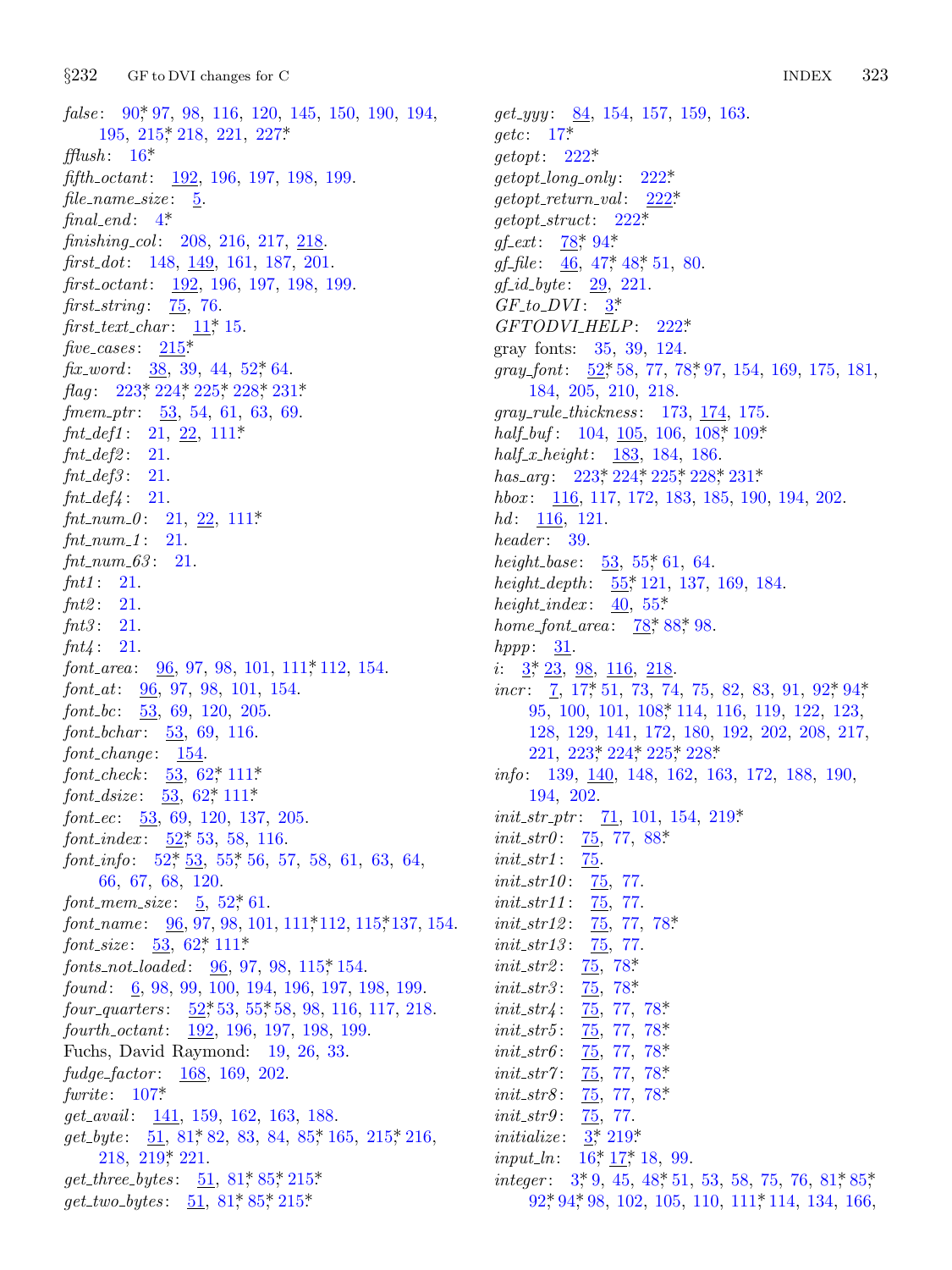*false*: 90*, 97, 98, 116, 120, 145, 150, 190, 194, 195, 215*, 218, 221, 227*
*fflush*: 16*
*fifth_octant*: 192, 196, 197, 198, 199.
*file_name_size*: 5.
*final_end*: 4*
*finishing_col*: 208, 216, 217, 218.
*first_dot*: 148, 149, 161, 187, 201.
*first_octant*: 192, 196, 197, 198, 199.
*first_string*: 75, 76.
*first_text_char*: 11*, 15.
*five_cases*: 215*
*fix_word*: 38, 39, 44, 52*, 64.
*flag*: 223*, 224*, 225*, 228*, 231*
*fmem_ptr*: 53, 54, 61, 63, 69.
*fnt_def1*: 21, 22, 111*
*fnt_def2*: 21.
*fnt_def3*: 21.
*fnt_def4*: 21.
*fnt_num_0*: 21, 22, 111*
*fnt_num_1*: 21.
*fnt_num_63*: 21.
*fnt1*: 21.
*fnt2*: 21.
*fnt3*: 21.
*fnt4*: 21.
*font_area*: 96, 97, 98, 101, 111*, 112, 154.
*font_at*: 96, 97, 98, 101, 154.
*font_bc*: 53, 69, 120, 205.
*font_bchar*: 53, 69, 116.
*font_change*: 154.
*font_check*: 53, 62*, 111*
*font_dsize*: 53, 62*, 111*
*font_ec*: 53, 69, 120, 137, 205.
*font_index*: 52*, 53, 58, 116.
*font_info*: 52*, 53, 55*, 56, 57, 58, 61, 63, 64, 66, 67, 68, 120.
*font_mem_size*: 5, 52*, 61.
*font_name*: 96, 97, 98, 101, 111*, 112, 115*, 137, 154.
*font_size*: 53, 62*, 111*
*fonts_not_loaded*: 96, 97, 98, 115*, 154.
*found*: 6, 98, 99, 100, 194, 196, 197, 198, 199.
*four_quarters*: 52*, 53, 55*, 58, 98, 116, 117, 218.
*fourth_octant*: 192, 196, 197, 198, 199.
Fuchs, David Raymond: 19, 26, 33.
*fudge_factor*: 168, 169, 202.
*fwrite*: 107*
*get_avail*: 141, 159, 162, 163, 188.
*get_byte*: 51, 81*, 82, 83, 84, 85*, 165, 215*, 216, 218, 219*, 221.
*get_three_bytes*: 51, 81*, 85*, 215*
*get_two_bytes*: 51, 81*, 85*, 215*
*get_yyy*: 84, 154, 157, 159, 163.
*getc*: 17*
*getopt*: 222*
*getopt_long_only*: 222*
*getopt_return_val*: 222*
*getopt_struct*: 222*
*gf_ext*: 78*, 94*
*gf_file*: 46, 47*, 48*, 51, 80.
*gf_id_byte*: 29, 221.
*GF_to_DVI*: 3*
*GFTODVI_HELP*: 222*
gray fonts: 35, 39, 124.
*gray_font*: 52*, 58, 77, 78*, 97, 154, 169, 175, 181, 184, 205, 210, 218.
*gray_rule_thickness*: 173, 174, 175.
*half_buf*: 104, 105, 106, 108*, 109*
*half_x_height*: 183, 184, 186.
*has_arg*: 223*, 224*, 225*, 228*, 231*
*hbox*: 116, 117, 172, 183, 185, 190, 194, 202.
*hd*: 116, 121.
*header*: 39.
*height_base*: 53, 55*, 61, 64.
*height_depth*: 55*, 121, 137, 169, 184.
*height_index*: 40, 55*
*home_font_area*: 78*, 88*, 98.
*hppp*: 31.
*i*: 3*, 23, 98, 116, 218.
*incr*: 7, 17*, 51, 73, 74, 75, 82, 83, 91, 92*, 94*, 95, 100, 101, 108*, 114, 116, 119, 122, 123, 128, 129, 141, 172, 180, 192, 202, 208, 217, 221, 223*, 224*, 225*, 228*
*info*: 139, 140, 148, 162, 163, 172, 188, 190, 194, 202.
*init_str_ptr*: 71, 101, 154, 219*
*init_str0*: 75, 77, 88*
*init_str1*: 75.
*init_str10*: 75, 77.
*init_str11*: 75, 77.
*init_str12*: 75, 77, 78*
*init_str13*: 75, 77.
*init_str2*: 75, 78*
*init_str3*: 75, 78*
*init_str4*: 75, 77, 78*
*init_str5*: 75, 77, 78*
*init_str6*: 75, 77, 78*
*init_str7*: 75, 77, 78*
*init_str8*: 75, 77, 78*
*init_str9*: 75, 77.
*initialize*: 3*, 219*
*input_ln*: 16*, 17*, 18, 99.
*integer*: 3*, 9, 45, 48*, 51, 53, 58, 75, 76, 81*, 85*, 92*, 94*, 98, 102, 105, 110, 111*, 114, 134, 166,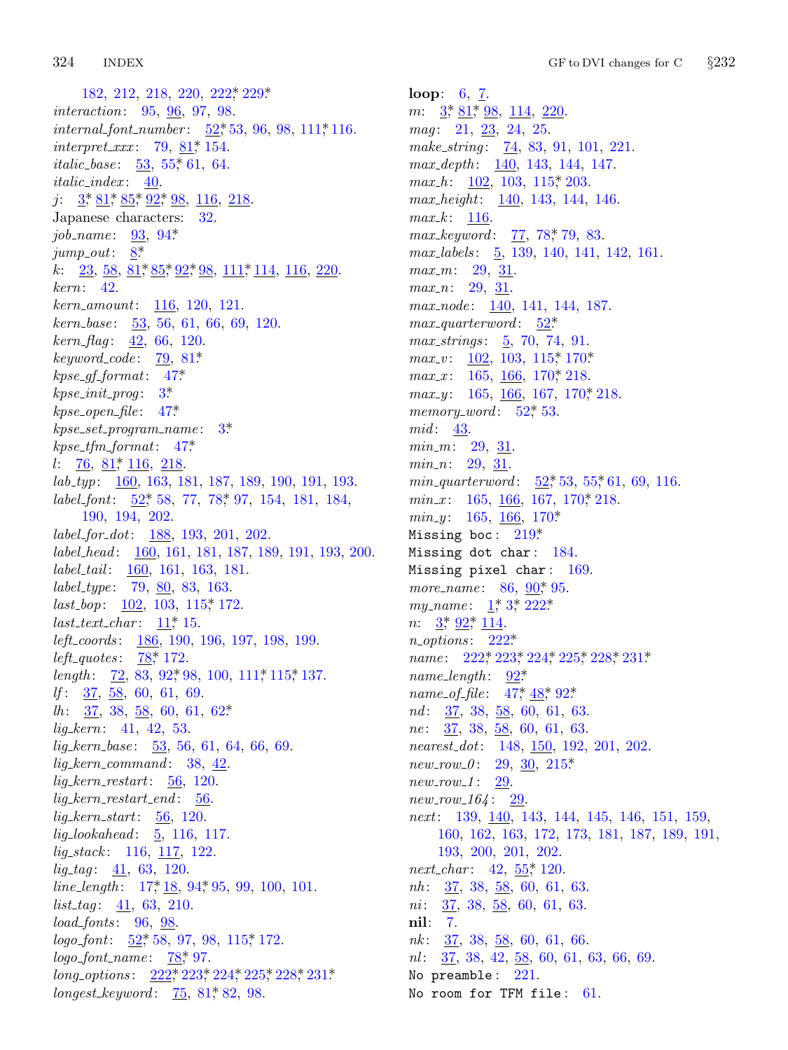182, 212, 218, 220, 222*, 229*

*interaction*: 95, 96, 97, 98.

*internal_font_number*: 52*, 53, 96, 98, 111*, 116.

*interpret_xxx*: 79, 81*, 154.

*italic_base*: 53, 55*, 61, 64.

*italic_index*: 40.

*j*: 3*, 81*, 85*, 92*, 98, 116, 218.

Japanese characters: 32.

*job_name*: 93, 94*.

*jump_out*: 8*.

*k*: 23, 58, 81*, 85*, 92*, 98, 111*, 114, 116, 220.

*kern*: 42.

*kern_amount*: 116, 120, 121.

*kern_base*: 53, 56, 61, 66, 69, 120.

*kern_flag*: 42, 66, 120.

*keyword_code*: 79, 81*.

*kpse_gf_format*: 47*.

*kpse_init_prog*: 3*.

*kpse_open_file*: 47*.

*kpse_set_program_name*: 3*.

*kpse_tfm_format*: 47*.

*l*: 76, 81*, 116, 218.

*lab_typ*: 160, 163, 181, 187, 189, 190, 191, 193.

*label_font*: 52*, 58, 77, 78*, 97, 154, 181, 184, 190, 194, 202.

*label_for_dot*: 188, 193, 201, 202.

*label_head*: 160, 161, 181, 187, 189, 191, 193, 200.

*label_tail*: 160, 161, 163, 181.

*label_type*: 79, 80, 83, 163.

*last_bop*: 102, 103, 115*, 172.

*last_text_char*: 11*, 15.

*left_coords*: 186, 190, 196, 197, 198, 199.

*left_quotes*: 78*, 172.

*length*: 72, 83, 92*, 98, 100, 111*, 115*, 137.

*lf*: 37, 58, 60, 61, 69.

*lh*: 37, 38, 58, 60, 61, 62*.

*lig_kern*: 41, 42, 53.

*lig_kern_base*: 53, 56, 61, 64, 66, 69.

*lig_kern_command*: 38, 42.

*lig_kern_restart*: 56, 120.

*lig_kern_restart_end*: 56.

*lig_kern_start*: 56, 120.

*lig_lookahead*: 5, 116, 117.

*lig_stack*: 116, 117, 122.

*lig_tag*: 41, 63, 120.

*line_length*: 17*, 18, 94*, 95, 99, 100, 101.

*list_tag*: 41, 63, 210.

*load_fonts*: 96, 98.

*logo_font*: 52*, 58, 97, 98, 115*, 172.

*logo_font_name*: 78*, 97.

*long_options*: 222*, 223*, 224*, 225*, 228*, 231*.

*longest_keyword*: 75, 81*, 82, 98.

**loop**: 6, 7.

*m*: 3*, 81*, 98, 114, 220.

*mag*: 21, 23, 24, 25.

*make_string*: 74, 83, 91, 101, 221.

*max_depth*: 140, 143, 144, 147.

*max_h*: 102, 103, 115*, 203.

*max_height*: 140, 143, 144, 146.

*max_k*: 116.

*max_keyword*: 77, 78*, 79, 83.

*max_labels*: 5, 139, 140, 141, 142, 161.

*max_m*: 29, 31.

*max_n*: 29, 31.

*max_node*: 140, 141, 144, 187.

*max_quarterword*: 52*.

*max_strings*: 5, 70, 74, 91.

*max_v*: 102, 103, 115*, 170*.

*max_x*: 165, 166, 170*, 218.

*max_y*: 165, 166, 167, 170*, 218.

*memory_word*: 52*, 53.

*mid*: 43.

*min_m*: 29, 31.

*min_n*: 29, 31.

*min_quarterword*: 52*, 53, 55*, 61, 69, 116.

*min_x*: 165, 166, 167, 170*, 218.

*min_y*: 165, 166, 170*.

`Missing boc`: 219*.

`Missing dot char`: 184.

`Missing pixel char`: 169.

*more_name*: 86, 90*, 95.

*my_name*: 1*, 3*, 222*.

*n*: 3*, 92*, 114.

*n_options*: 222*.

*name*: 222*, 223*, 224*, 225*, 228*, 231*.

*name_length*: 92*.

*name_of_file*: 47*, 48*, 92*.

*nd*: 37, 38, 58, 60, 61, 63.

*ne*: 37, 38, 58, 60, 61, 63.

*nearest_dot*: 148, 150, 192, 201, 202.

*new_row_0*: 29, 30, 215*.

*new_row_1*: 29.

*new_row_164*: 29.

*next*: 139, 140, 143, 144, 145, 146, 151, 159, 160, 162, 163, 172, 173, 181, 187, 189, 191, 193, 200, 201, 202.

*next_char*: 42, 55*, 120.

*nh*: 37, 38, 58, 60, 61, 63.

*ni*: 37, 38, 58, 60, 61, 63.

**nil**: 7.

*nk*: 37, 38, 58, 60, 61, 66.

*nl*: 37, 38, 42, 58, 60, 61, 63, 66, 69.

`No preamble`: 221.

`No room for TFM file`: 61.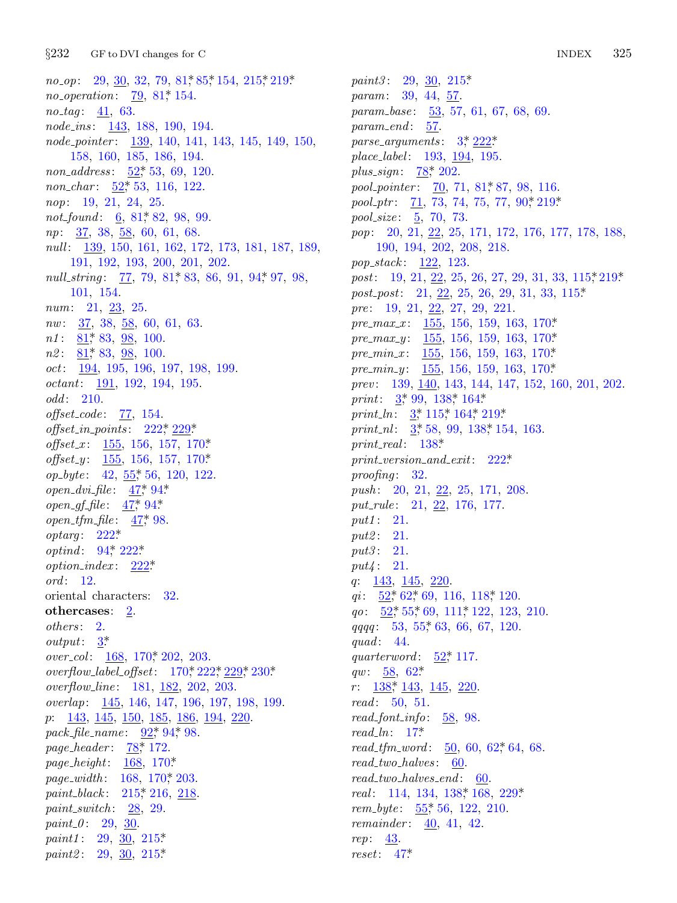*no_op*: 29, 30, 32, 79, 81*, 85*, 154, 215*, 219*
*no_operation*: 79, 81*, 154.
*no_tag*: 41, 63.
*node_ins*: 143, 188, 190, 194.
*node_pointer*: 139, 140, 141, 143, 145, 149, 150, 158, 160, 185, 186, 194.
*non_address*: 52*, 53, 69, 120.
*non_char*: 52*, 53, 116, 122.
*nop*: 19, 21, 24, 25.
*not_found*: 6, 81*, 82, 98, 99.
*np*: 37, 38, 58, 60, 61, 68.
*null*: 139, 150, 161, 162, 172, 173, 181, 187, 189, 191, 192, 193, 200, 201, 202.
*null_string*: 77, 79, 81*, 83, 86, 91, 94*, 97, 98, 101, 154.
*num*: 21, 23, 25.
*nw*: 37, 38, 58, 60, 61, 63.
*n1*: 81*, 83, 98, 100.
*n2*: 81*, 83, 98, 100.
*oct*: 194, 195, 196, 197, 198, 199.
*octant*: 191, 192, 194, 195.
*odd*: 210.
*offset_code*: 77, 154.
*offset_in_points*: 222*, 229*
*offset_x*: 155, 156, 157, 170*
*offset_y*: 155, 156, 157, 170*
*op_byte*: 42, 55*, 56, 120, 122.
*open_dvi_file*: 47*, 94*
*open_gf_file*: 47*, 94*
*open_tfm_file*: 47*, 98.
*optarg*: 222*
*optind*: 94*, 222*
*option_index*: 222*
*ord*: 12.
oriental characters: 32.
**othercases**: 2.
*others*: 2.
*output*: 3*
*over_col*: 168, 170*, 202, 203.
*overflow_label_offset*: 170*, 222*, 229*, 230*
*overflow_line*: 181, 182, 202, 203.
*overlap*: 145, 146, 147, 196, 197, 198, 199.
*p*: 143, 145, 150, 185, 186, 194, 220.
*pack_file_name*: 92*, 94*, 98.
*page_header*: 78*, 172.
*page_height*: 168, 170*
*page_width*: 168, 170*, 203.
*paint_black*: 215*, 216, 218.
*paint_switch*: 28, 29.
*paint_0*: 29, 30.
*paint1*: 29, 30, 215*
*paint2*: 29, 30, 215*
*paint3*: 29, 30, 215*
*param*: 39, 44, 57.
*param_base*: 53, 57, 61, 67, 68, 69.
*param_end*: 57.
*parse_arguments*: 3*, 222*
*place_label*: 193, 194, 195.
*plus_sign*: 78*, 202.
*pool_pointer*: 70, 71, 81*, 87, 98, 116.
*pool_ptr*: 71, 73, 74, 75, 77, 90*, 219*
*pool_size*: 5, 70, 73.
*pop*: 20, 21, 22, 25, 171, 172, 176, 177, 178, 188, 190, 194, 202, 208, 218.
*pop_stack*: 122, 123.
*post*: 19, 21, 22, 25, 26, 27, 29, 31, 33, 115*, 219*
*post_post*: 21, 22, 25, 26, 29, 31, 33, 115*
*pre*: 19, 21, 22, 27, 29, 221.
*pre_max_x*: 155, 156, 159, 163, 170*
*pre_max_y*: 155, 156, 159, 163, 170*
*pre_min_x*: 155, 156, 159, 163, 170*
*pre_min_y*: 155, 156, 159, 163, 170*
*prev*: 139, 140, 143, 144, 147, 152, 160, 201, 202.
*print*: 3*, 99, 138*, 164*
*print_ln*: 3*, 115*, 164*, 219*
*print_nl*: 3*, 58, 99, 138*, 154, 163.
*print_real*: 138*
*print_version_and_exit*: 222*
*proofing*: 32.
*push*: 20, 21, 22, 25, 171, 208.
*put_rule*: 21, 22, 176, 177.
*put1*: 21.
*put2*: 21.
*put3*: 21.
*put4*: 21.
*q*: 143, 145, 220.
*qi*: 52*, 62*, 69, 116, 118*, 120.
*qo*: 52*, 55*, 69, 111*, 122, 123, 210.
*qqqq*: 53, 55*, 63, 66, 67, 120.
*quad*: 44.
*quarterword*: 52*, 117.
*qw*: 58, 62*
*r*: 138*, 143, 145, 220.
*read*: 50, 51.
*read_font_info*: 58, 98.
*read_ln*: 17*
*read_tfm_word*: 50, 60, 62*, 64, 68.
*read_two_halves*: 60.
*read_two_halves_end*: 60.
*real*: 114, 134, 138*, 168, 229*
*rem_byte*: 55*, 56, 122, 210.
*remainder*: 40, 41, 42.
*rep*: 43.
*reset*: 47*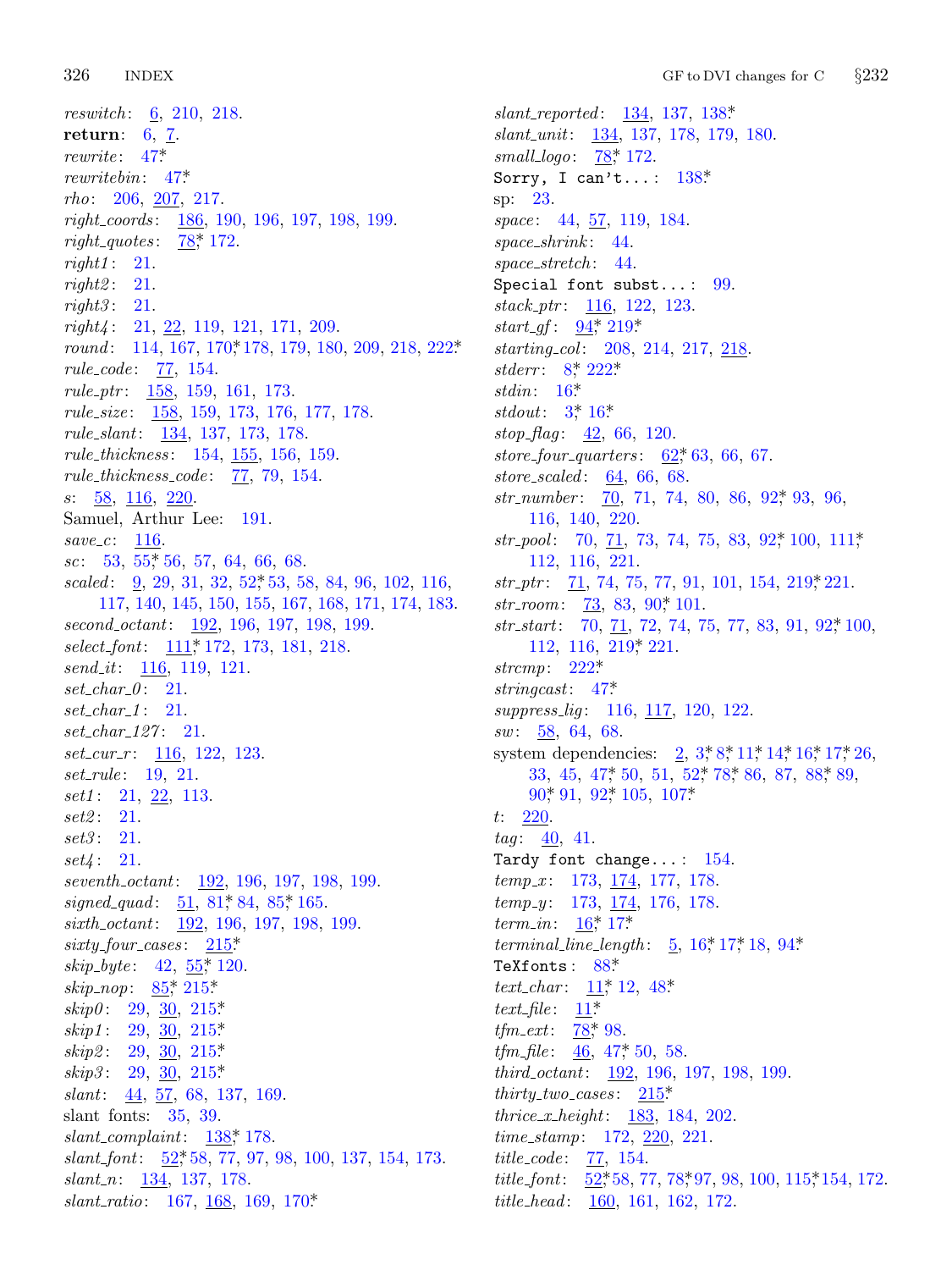*reswitch*: 6, 210, 218.
**return**: 6, 7.
*rewrite*: 47*
*rewritebin*: 47*
*rho*: 206, 207, 217.
*right_coords*: 186, 190, 196, 197, 198, 199.
*right_quotes*: 78* 172.
*right1*: 21.
*right2*: 21.
*right3*: 21.
*right4*: 21, 22, 119, 121, 171, 209.
*round*: 114, 167, 170* 178, 179, 180, 209, 218, 222*
*rule_code*: 77, 154.
*rule_ptr*: 158, 159, 161, 173.
*rule_size*: 158, 159, 173, 176, 177, 178.
*rule_slant*: 134, 137, 173, 178.
*rule_thickness*: 154, 155, 156, 159.
*rule_thickness_code*: 77, 79, 154.
*s*: 58, 116, 220.
Samuel, Arthur Lee: 191.
*save_c*: 116.
*sc*: 53, 55* 56, 57, 64, 66, 68.
*scaled*: 9, 29, 31, 32, 52* 53, 58, 84, 96, 102, 116, 117, 140, 145, 150, 155, 167, 168, 171, 174, 183.
*second_octant*: 192, 196, 197, 198, 199.
*select_font*: 111* 172, 173, 181, 218.
*send_it*: 116, 119, 121.
*set_char_0*: 21.
*set_char_1*: 21.
*set_char_127*: 21.
*set_cur_r*: 116, 122, 123.
*set_rule*: 19, 21.
*set1*: 21, 22, 113.
*set2*: 21.
*set3*: 21.
*set4*: 21.
*seventh_octant*: 192, 196, 197, 198, 199.
*signed_quad*: 51, 81* 84, 85* 165.
*sixth_octant*: 192, 196, 197, 198, 199.
*sixty_four_cases*: 215*
*skip_byte*: 42, 55* 120.
*skip_nop*: 85* 215*
*skip0*: 29, 30, 215*
*skip1*: 29, 30, 215*
*skip2*: 29, 30, 215*
*skip3*: 29, 30, 215*
*slant*: 44, 57, 68, 137, 169.
slant fonts: 35, 39.
*slant_complaint*: 138* 178.
*slant_font*: 52* 58, 77, 97, 98, 100, 137, 154, 173.
*slant_n*: 134, 137, 178.
*slant_ratio*: 167, 168, 169, 170*
*slant_reported*: 134, 137, 138*
*slant_unit*: 134, 137, 178, 179, 180.
*small_logo*: 78* 172.
`Sorry, I can't...`: 138*
sp: 23.
*space*: 44, 57, 119, 184.
*space_shrink*: 44.
*space_stretch*: 44.
`Special font subst...`: 99.
*stack_ptr*: 116, 122, 123.
*start_gf*: 94* 219*
*starting_col*: 208, 214, 217, 218.
*stderr*: 8* 222*
*stdin*: 16*
*stdout*: 3* 16*
*stop_flag*: 42, 66, 120.
*store_four_quarters*: 62* 63, 66, 67.
*store_scaled*: 64, 66, 68.
*str_number*: 70, 71, 74, 80, 86, 92* 93, 96, 116, 140, 220.
*str_pool*: 70, 71, 73, 74, 75, 83, 92* 100, 111* 112, 116, 221.
*str_ptr*: 71, 74, 75, 77, 91, 101, 154, 219* 221.
*str_room*: 73, 83, 90* 101.
*str_start*: 70, 71, 72, 74, 75, 77, 83, 91, 92* 100, 112, 116, 219* 221.
*strcmp*: 222*
*stringcast*: 47*
*suppress_lig*: 116, 117, 120, 122.
*sw*: 58, 64, 68.
system dependencies: 2, 3* 8* 11* 14* 16* 17* 26, 33, 45, 47* 50, 51, 52* 78* 86, 87, 88* 89, 90* 91, 92* 105, 107*
*t*: 220.
*tag*: 40, 41.
`Tardy font change...`: 154.
*temp_x*: 173, 174, 177, 178.
*temp_y*: 173, 174, 176, 178.
*term_in*: 16* 17*
*terminal_line_length*: 5, 16* 17* 18, 94*
`TeXfonts`: 88*
*text_char*: 11* 12, 48*
*text_file*: 11*
*tfm_ext*: 78* 98.
*tfm_file*: 46, 47* 50, 58.
*third_octant*: 192, 196, 197, 198, 199.
*thirty_two_cases*: 215*
*thrice_x_height*: 183, 184, 202.
*time_stamp*: 172, 220, 221.
*title_code*: 77, 154.
*title_font*: 52* 58, 77, 78* 97, 98, 100, 115* 154, 172.
*title_head*: 160, 161, 162, 172.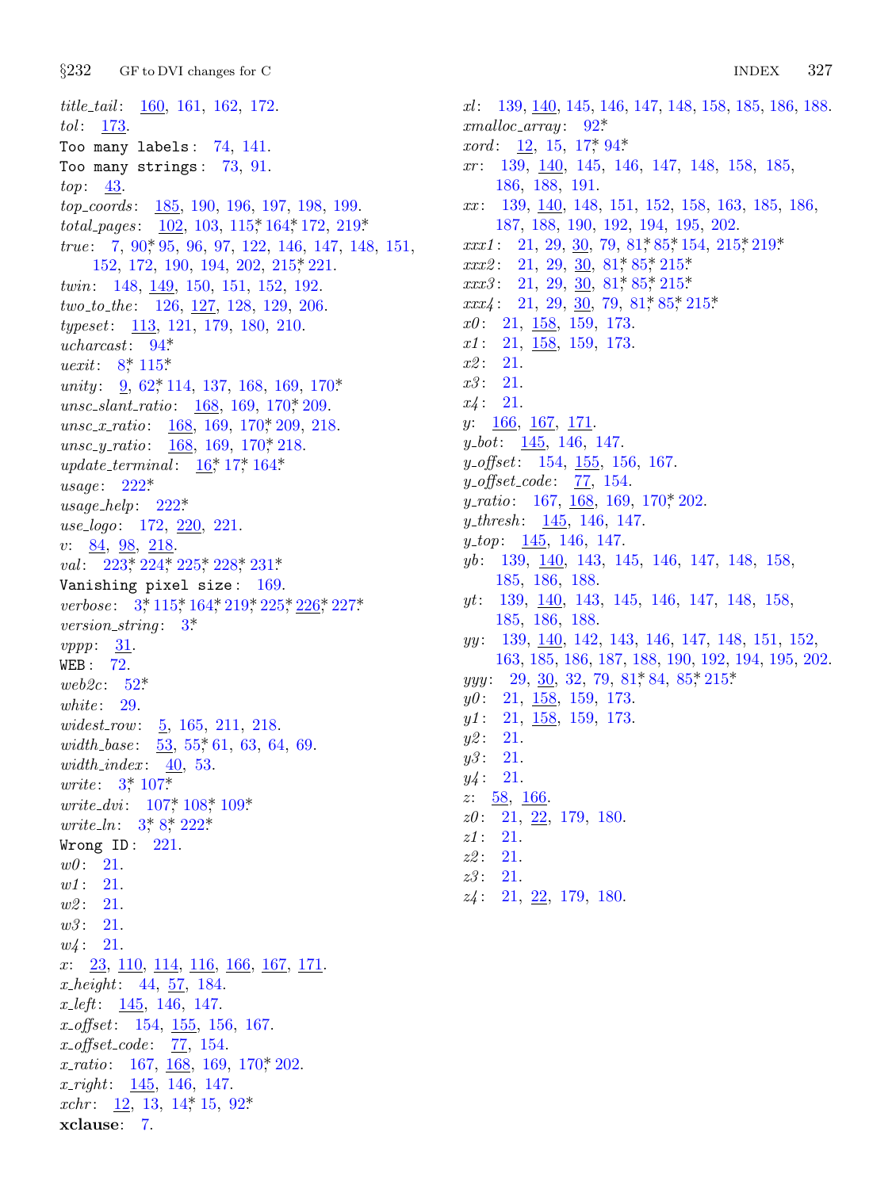*title_tail*: 160, 161, 162, 172.
*tol*: 173.
`Too many labels`: 74, 141.
`Too many strings`: 73, 91.
*top*: 43.
*top_coords*: 185, 190, 196, 197, 198, 199.
*total_pages*: 102, 103, 115*, 164*, 172, 219*.
*true*: 7, 90*, 95, 96, 97, 122, 146, 147, 148, 151, 152, 172, 190, 194, 202, 215*, 221.
*twin*: 148, 149, 150, 151, 152, 192.
*two_to_the*: 126, 127, 128, 129, 206.
*typeset*: 113, 121, 179, 180, 210.
*ucharcast*: 94*.
*uexit*: 8*, 115*.
*unity*: 9, 62*, 114, 137, 168, 169, 170*.
*unsc_slant_ratio*: 168, 169, 170*, 209.
*unsc_x_ratio*: 168, 169, 170*, 209, 218.
*unsc_y_ratio*: 168, 169, 170*, 218.
*update_terminal*: 16*, 17*, 164*.
*usage*: 222*.
*usage_help*: 222*.
*use_logo*: 172, 220, 221.
*v*: 84, 98, 218.
*val*: 223*, 224*, 225*, 228*, 231*.
`Vanishing pixel size`: 169.
*verbose*: 3*, 115*, 164*, 219*, 225*, 226*, 227*.
*version_string*: 3*.
*vppp*: 31.
`WEB`: 72.
*web2c*: 52*.
*white*: 29.
*widest_row*: 5, 165, 211, 218.
*width_base*: 53, 55*, 61, 63, 64, 69.
*width_index*: 40, 53.
*write*: 3*, 107*.
*write_dvi*: 107*, 108*, 109*.
*write_ln*: 3*, 8*, 222*.
`Wrong ID`: 221.
*w0*: 21.
*w1*: 21.
*w2*: 21.
*w3*: 21.
*w4*: 21.
*x*: 23, 110, 114, 116, 166, 167, 171.
*x_height*: 44, 57, 184.
*x_left*: 145, 146, 147.
*x_offset*: 154, 155, 156, 167.
*x_offset_code*: 77, 154.
*x_ratio*: 167, 168, 169, 170*, 202.
*x_right*: 145, 146, 147.
*xchr*: 12, 13, 14*, 15, 92*.
**xclause**: 7.
*xl*: 139, 140, 145, 146, 147, 148, 158, 185, 186, 188.
*xmalloc_array*: 92*.
*xord*: 12, 15, 17*, 94*.
*xr*: 139, 140, 145, 146, 147, 148, 158, 185, 186, 188, 191.
*xx*: 139, 140, 148, 151, 152, 158, 163, 185, 186, 187, 188, 190, 192, 194, 195, 202.
*xxx1*: 21, 29, 30, 79, 81*, 85*, 154, 215*, 219*.
*xxx2*: 21, 29, 30, 81*, 85*, 215*.
*xxx3*: 21, 29, 30, 81*, 85*, 215*.
*xxx4*: 21, 29, 30, 79, 81*, 85*, 215*.
*x0*: 21, 158, 159, 173.
*x1*: 21, 158, 159, 173.
*x2*: 21.
*x3*: 21.
*x4*: 21.
*y*: 166, 167, 171.
*y_bot*: 145, 146, 147.
*y_offset*: 154, 155, 156, 167.
*y_offset_code*: 77, 154.
*y_ratio*: 167, 168, 169, 170*, 202.
*y_thresh*: 145, 146, 147.
*y_top*: 145, 146, 147.
*yb*: 139, 140, 143, 145, 146, 147, 148, 158, 185, 186, 188.
*yt*: 139, 140, 143, 145, 146, 147, 148, 158, 185, 186, 188.
*yy*: 139, 140, 142, 143, 146, 147, 148, 151, 152, 163, 185, 186, 187, 188, 190, 192, 194, 195, 202.
*yyy*: 29, 30, 32, 79, 81*, 84, 85*, 215*.
*y0*: 21, 158, 159, 173.
*y1*: 21, 158, 159, 173.
*y2*: 21.
*y3*: 21.
*y4*: 21.
*z*: 58, 166.
*z0*: 21, 22, 179, 180.
*z1*: 21.
*z2*: 21.
*z3*: 21.
*z4*: 21, 22, 179, 180.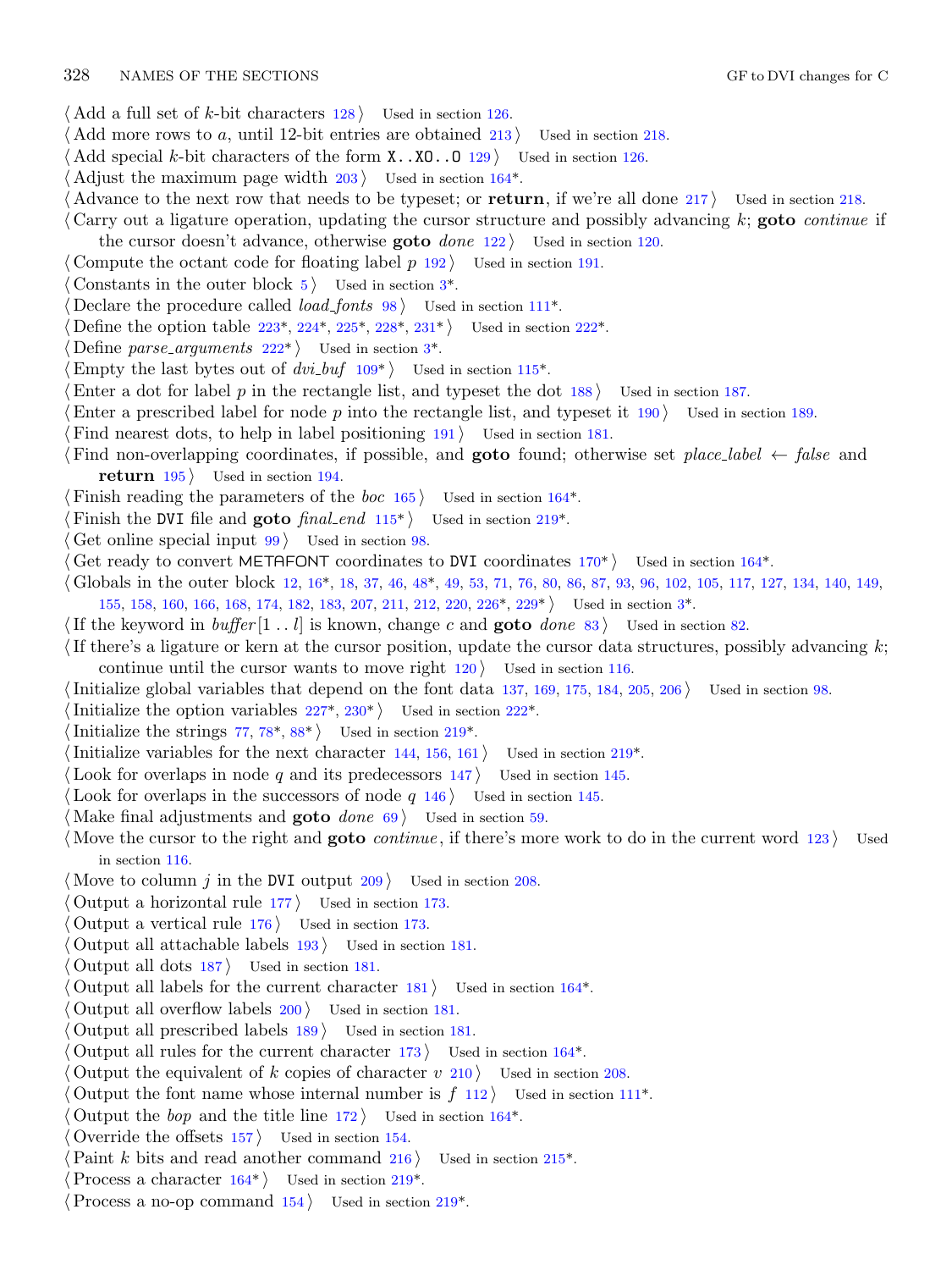⟨ Add a full set of $k$-bit characters 128 ⟩ Used in section 126.
⟨ Add more rows to $a$, until 12-bit entries are obtained 213 ⟩ Used in section 218.
⟨ Add special $k$-bit characters of the form X..XO..O 129 ⟩ Used in section 126.
⟨ Adjust the maximum page width 203 ⟩ Used in section 164*.
⟨ Advance to the next row that needs to be typeset; or **return**, if we're all done 217 ⟩ Used in section 218.
⟨ Carry out a ligature operation, updating the cursor structure and possibly advancing $k$; **goto** *continue* if the cursor doesn't advance, otherwise **goto** *done* 122 ⟩ Used in section 120.
⟨ Compute the octant code for floating label $p$ 192 ⟩ Used in section 191.
⟨ Constants in the outer block 5 ⟩ Used in section 3*.
⟨ Declare the procedure called *load_fonts* 98 ⟩ Used in section 111*.
⟨ Define the option table 223*, 224*, 225*, 228*, 231* ⟩ Used in section 222*.
⟨ Define *parse_arguments* 222* ⟩ Used in section 3*.
⟨ Empty the last bytes out of *dvi_buf* 109* ⟩ Used in section 115*.
⟨ Enter a dot for label $p$ in the rectangle list, and typeset the dot 188 ⟩ Used in section 187.
⟨ Enter a prescribed label for node $p$ into the rectangle list, and typeset it 190 ⟩ Used in section 189.
⟨ Find nearest dots, to help in label positioning 191 ⟩ Used in section 181.
⟨ Find non-overlapping coordinates, if possible, and **goto** found; otherwise set *place_label* ← *false* and **return** 195 ⟩ Used in section 194.
⟨ Finish reading the parameters of the *boc* 165 ⟩ Used in section 164*.
⟨ Finish the DVI file and **goto** *final_end* 115* ⟩ Used in section 219*.
⟨ Get online special input 99 ⟩ Used in section 98.
⟨ Get ready to convert METAFONT coordinates to DVI coordinates 170* ⟩ Used in section 164*.
⟨ Globals in the outer block 12, 16*, 18, 37, 46, 48*, 49, 53, 71, 76, 80, 86, 87, 93, 96, 102, 105, 117, 127, 134, 140, 149, 155, 158, 160, 166, 168, 174, 182, 183, 207, 211, 212, 220, 226*, 229* ⟩ Used in section 3*.
⟨ If the keyword in *buffer*[1 .. *l*] is known, change $c$ and **goto** *done* 83 ⟩ Used in section 82.
⟨ If there's a ligature or kern at the cursor position, update the cursor data structures, possibly advancing $k$; continue until the cursor wants to move right 120 ⟩ Used in section 116.
⟨ Initialize global variables that depend on the font data 137, 169, 175, 184, 205, 206 ⟩ Used in section 98.
⟨ Initialize the option variables 227*, 230* ⟩ Used in section 222*.
⟨ Initialize the strings 77, 78*, 88* ⟩ Used in section 219*.
⟨ Initialize variables for the next character 144, 156, 161 ⟩ Used in section 219*.
⟨ Look for overlaps in node $q$ and its predecessors 147 ⟩ Used in section 145.
⟨ Look for overlaps in the successors of node $q$ 146 ⟩ Used in section 145.
⟨ Make final adjustments and **goto** *done* 69 ⟩ Used in section 59.
⟨ Move the cursor to the right and **goto** *continue*, if there's more work to do in the current word 123 ⟩ Used in section 116.
⟨ Move to column $j$ in the DVI output 209 ⟩ Used in section 208.
⟨ Output a horizontal rule 177 ⟩ Used in section 173.
⟨ Output a vertical rule 176 ⟩ Used in section 173.
⟨ Output all attachable labels 193 ⟩ Used in section 181.
⟨ Output all dots 187 ⟩ Used in section 181.
⟨ Output all labels for the current character 181 ⟩ Used in section 164*.
⟨ Output all overflow labels 200 ⟩ Used in section 181.
⟨ Output all prescribed labels 189 ⟩ Used in section 181.
⟨ Output all rules for the current character 173 ⟩ Used in section 164*.
⟨ Output the equivalent of $k$ copies of character $v$ 210 ⟩ Used in section 208.
⟨ Output the font name whose internal number is $f$ 112 ⟩ Used in section 111*.
⟨ Output the *bop* and the title line 172 ⟩ Used in section 164*.
⟨ Override the offsets 157 ⟩ Used in section 154.
⟨ Paint $k$ bits and read another command 216 ⟩ Used in section 215*.
⟨ Process a character 164* ⟩ Used in section 219*.
⟨ Process a no-op command 154 ⟩ Used in section 219*.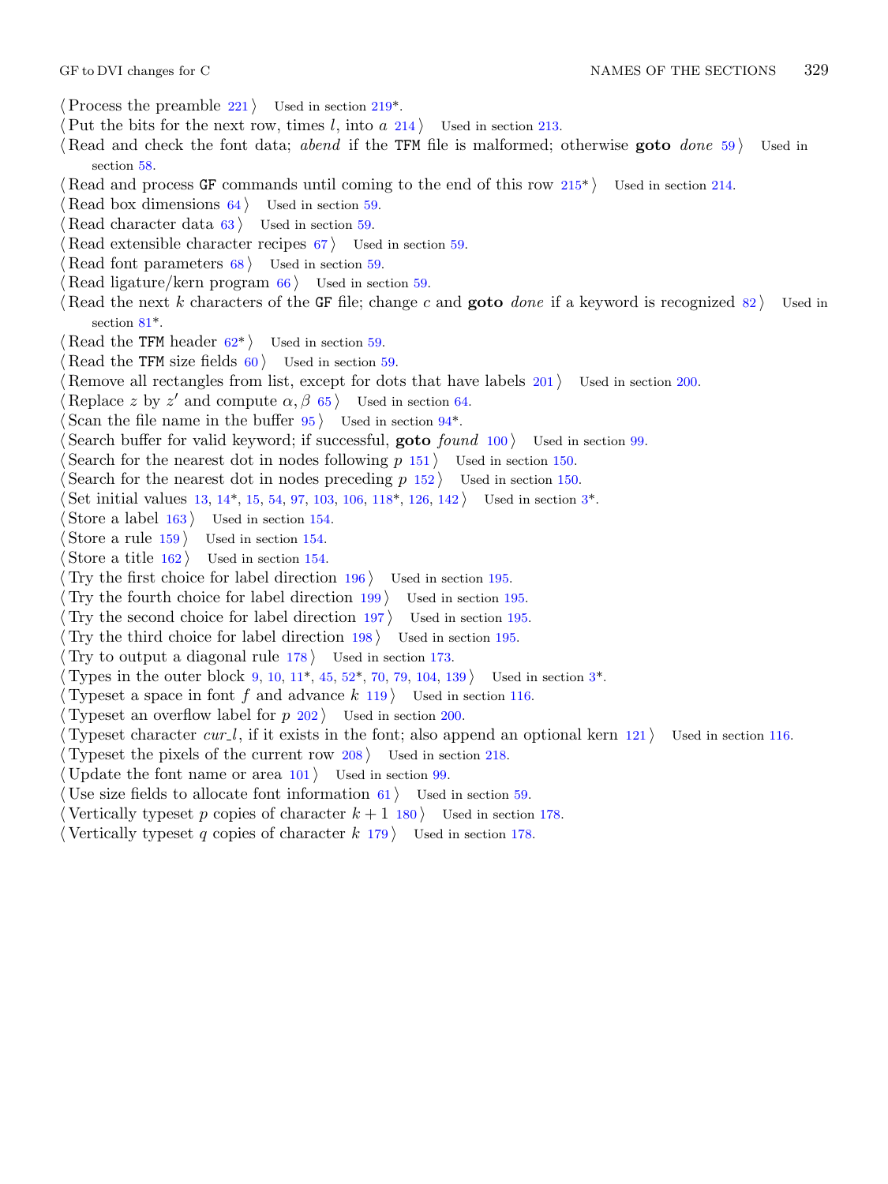⟨ Process the preamble 221 ⟩ Used in section 219*.
⟨ Put the bits for the next row, times $l$, into $a$ 214 ⟩ Used in section 213.
⟨ Read and check the font data; *abend* if the TFM file is malformed; otherwise **goto** *done* 59 ⟩ Used in section 58.
⟨ Read and process GF commands until coming to the end of this row 215* ⟩ Used in section 214.
⟨ Read box dimensions 64 ⟩ Used in section 59.
⟨ Read character data 63 ⟩ Used in section 59.
⟨ Read extensible character recipes 67 ⟩ Used in section 59.
⟨ Read font parameters 68 ⟩ Used in section 59.
⟨ Read ligature/kern program 66 ⟩ Used in section 59.
⟨ Read the next $k$ characters of the GF file; change $c$ and **goto** *done* if a keyword is recognized 82 ⟩ Used in section 81*.
⟨ Read the TFM header 62* ⟩ Used in section 59.
⟨ Read the TFM size fields 60 ⟩ Used in section 59.
⟨ Remove all rectangles from list, except for dots that have labels 201 ⟩ Used in section 200.
⟨ Replace $z$ by $z'$ and compute $\alpha, \beta$ 65 ⟩ Used in section 64.
⟨ Scan the file name in the buffer 95 ⟩ Used in section 94*.
⟨ Search buffer for valid keyword; if successful, **goto** *found* 100 ⟩ Used in section 99.
⟨ Search for the nearest dot in nodes following $p$ 151 ⟩ Used in section 150.
⟨ Search for the nearest dot in nodes preceding $p$ 152 ⟩ Used in section 150.
⟨ Set initial values 13, 14*, 15, 54, 97, 103, 106, 118*, 126, 142 ⟩ Used in section 3*.
⟨ Store a label 163 ⟩ Used in section 154.
⟨ Store a rule 159 ⟩ Used in section 154.
⟨ Store a title 162 ⟩ Used in section 154.
⟨ Try the first choice for label direction 196 ⟩ Used in section 195.
⟨ Try the fourth choice for label direction 199 ⟩ Used in section 195.
⟨ Try the second choice for label direction 197 ⟩ Used in section 195.
⟨ Try the third choice for label direction 198 ⟩ Used in section 195.
⟨ Try to output a diagonal rule 178 ⟩ Used in section 173.
⟨ Types in the outer block 9, 10, 11*, 45, 52*, 70, 79, 104, 139 ⟩ Used in section 3*.
⟨ Typeset a space in font $f$ and advance $k$ 119 ⟩ Used in section 116.
⟨ Typeset an overflow label for $p$ 202 ⟩ Used in section 200.
⟨ Typeset character *cur_l*, if it exists in the font; also append an optional kern 121 ⟩ Used in section 116.
⟨ Typeset the pixels of the current row 208 ⟩ Used in section 218.
⟨ Update the font name or area 101 ⟩ Used in section 99.
⟨ Use size fields to allocate font information 61 ⟩ Used in section 59.
⟨ Vertically typeset $p$ copies of character $k+1$ 180 ⟩ Used in section 178.
⟨ Vertically typeset $q$ copies of character $k$ 179 ⟩ Used in section 178.